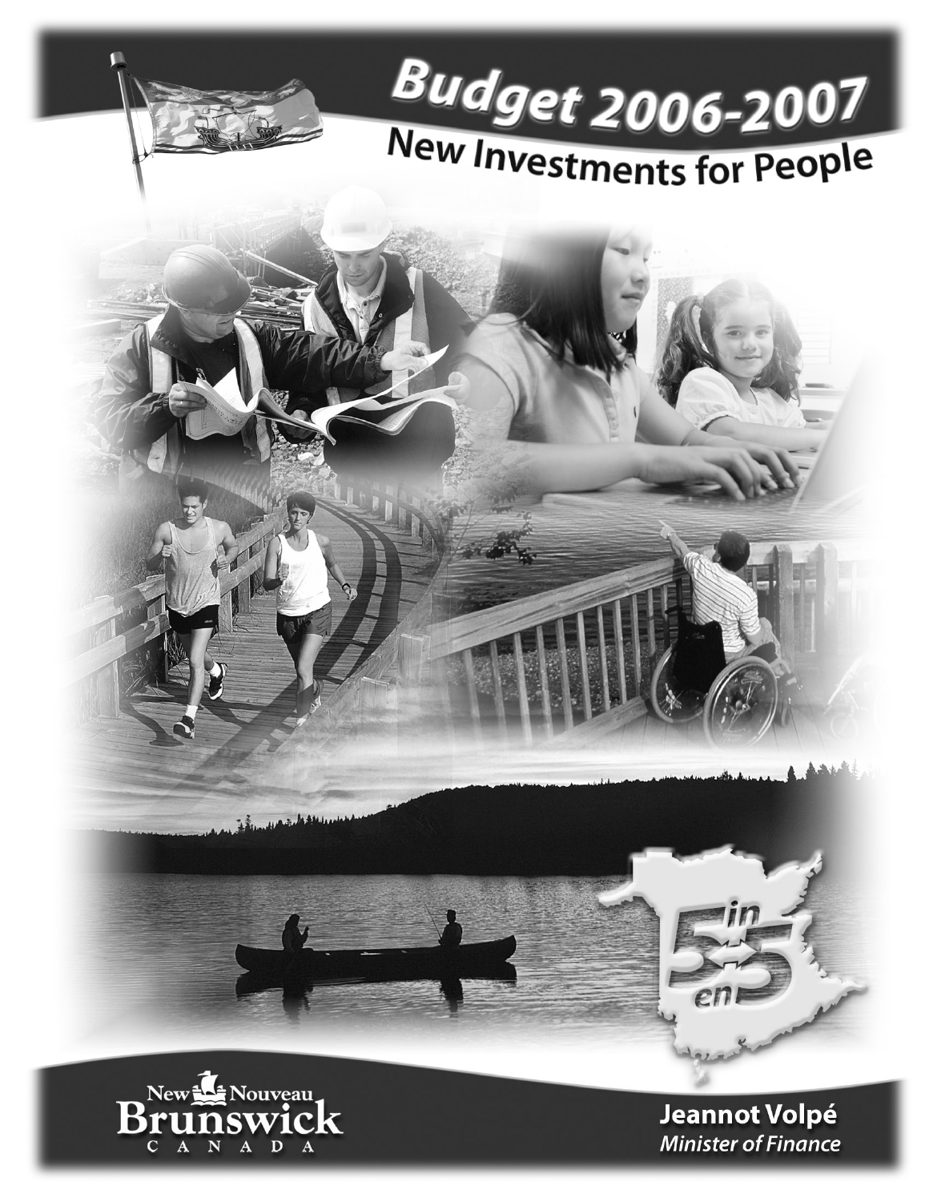# Budget 2006-2007

## New Investments for People

New Nouveau Brunswick CANADA

**Jeannot Volpé**
*Minister of Finance*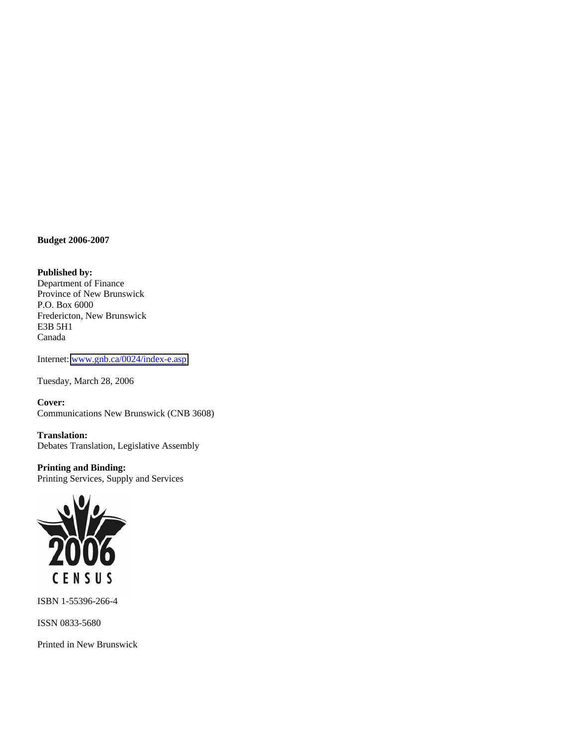**Budget 2006-2007**

**Published by:**
Department of Finance
Province of New Brunswick
P.O. Box 6000
Fredericton, New Brunswick
E3B 5H1
Canada

Internet: www.gnb.ca/0024/index-e.asp

Tuesday, March 28, 2006

**Cover:**
Communications New Brunswick (CNB 3608)

**Translation:**
Debates Translation, Legislative Assembly

**Printing and Binding:**
Printing Services, Supply and Services

2006 CENSUS

ISBN 1-55396-266-4

ISSN 0833-5680

Printed in New Brunswick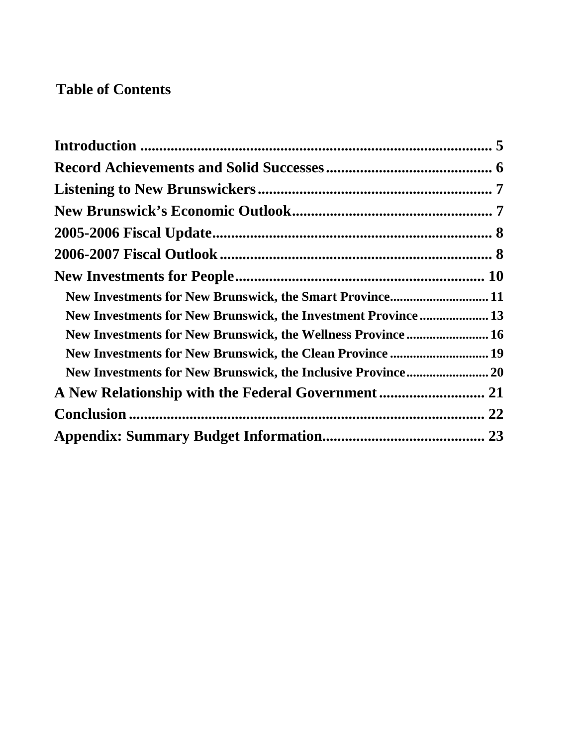## Table of Contents

- Introduction ... 5
- Record Achievements and Solid Successes ... 6
- Listening to New Brunswickers ... 7
- New Brunswick's Economic Outlook ... 7
- 2005-2006 Fiscal Update ... 8
- 2006-2007 Fiscal Outlook ... 8
- New Investments for People ... 10
  - New Investments for New Brunswick, the Smart Province ... 11
  - New Investments for New Brunswick, the Investment Province ... 13
  - New Investments for New Brunswick, the Wellness Province ... 16
  - New Investments for New Brunswick, the Clean Province ... 19
  - New Investments for New Brunswick, the Inclusive Province ... 20
- A New Relationship with the Federal Government ... 21
- Conclusion ... 22
- Appendix: Summary Budget Information ... 23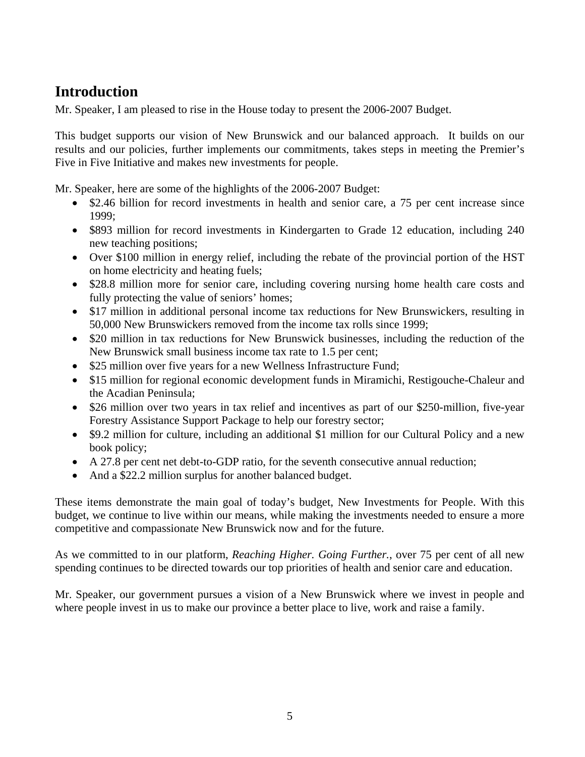## Introduction

Mr. Speaker, I am pleased to rise in the House today to present the 2006-2007 Budget.

This budget supports our vision of New Brunswick and our balanced approach. It builds on our results and our policies, further implements our commitments, takes steps in meeting the Premier's Five in Five Initiative and makes new investments for people.

Mr. Speaker, here are some of the highlights of the 2006-2007 Budget:

- $2.46 billion for record investments in health and senior care, a 75 per cent increase since 1999;
- $893 million for record investments in Kindergarten to Grade 12 education, including 240 new teaching positions;
- Over $100 million in energy relief, including the rebate of the provincial portion of the HST on home electricity and heating fuels;
- $28.8 million more for senior care, including covering nursing home health care costs and fully protecting the value of seniors' homes;
- $17 million in additional personal income tax reductions for New Brunswickers, resulting in 50,000 New Brunswickers removed from the income tax rolls since 1999;
- $20 million in tax reductions for New Brunswick businesses, including the reduction of the New Brunswick small business income tax rate to 1.5 per cent;
- $25 million over five years for a new Wellness Infrastructure Fund;
- $15 million for regional economic development funds in Miramichi, Restigouche-Chaleur and the Acadian Peninsula;
- $26 million over two years in tax relief and incentives as part of our $250-million, five-year Forestry Assistance Support Package to help our forestry sector;
- $9.2 million for culture, including an additional $1 million for our Cultural Policy and a new book policy;
- A 27.8 per cent net debt-to-GDP ratio, for the seventh consecutive annual reduction;
- And a $22.2 million surplus for another balanced budget.

These items demonstrate the main goal of today's budget, New Investments for People. With this budget, we continue to live within our means, while making the investments needed to ensure a more competitive and compassionate New Brunswick now and for the future.

As we committed to in our platform, *Reaching Higher. Going Further.*, over 75 per cent of all new spending continues to be directed towards our top priorities of health and senior care and education.

Mr. Speaker, our government pursues a vision of a New Brunswick where we invest in people and where people invest in us to make our province a better place to live, work and raise a family.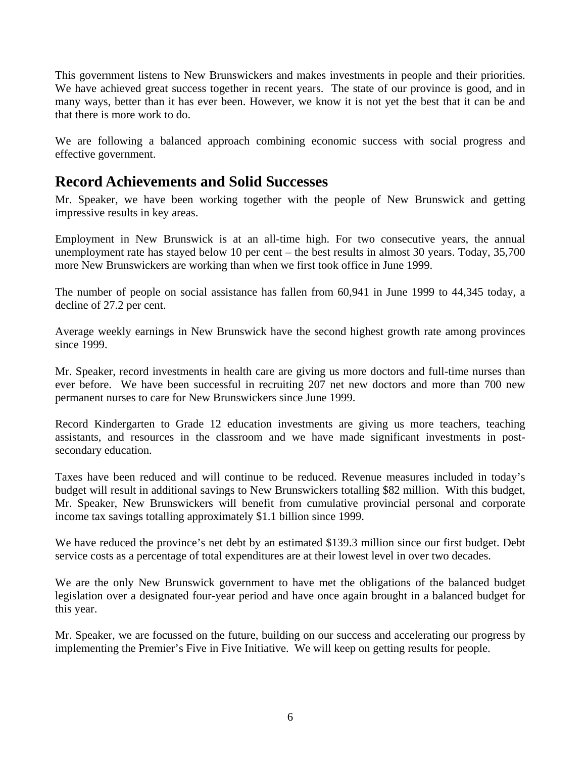This government listens to New Brunswickers and makes investments in people and their priorities. We have achieved great success together in recent years. The state of our province is good, and in many ways, better than it has ever been. However, we know it is not yet the best that it can be and that there is more work to do.

We are following a balanced approach combining economic success with social progress and effective government.

## Record Achievements and Solid Successes

Mr. Speaker, we have been working together with the people of New Brunswick and getting impressive results in key areas.

Employment in New Brunswick is at an all-time high. For two consecutive years, the annual unemployment rate has stayed below 10 per cent – the best results in almost 30 years. Today, 35,700 more New Brunswickers are working than when we first took office in June 1999.

The number of people on social assistance has fallen from 60,941 in June 1999 to 44,345 today, a decline of 27.2 per cent.

Average weekly earnings in New Brunswick have the second highest growth rate among provinces since 1999.

Mr. Speaker, record investments in health care are giving us more doctors and full-time nurses than ever before. We have been successful in recruiting 207 net new doctors and more than 700 new permanent nurses to care for New Brunswickers since June 1999.

Record Kindergarten to Grade 12 education investments are giving us more teachers, teaching assistants, and resources in the classroom and we have made significant investments in post-secondary education.

Taxes have been reduced and will continue to be reduced. Revenue measures included in today's budget will result in additional savings to New Brunswickers totalling $82 million. With this budget, Mr. Speaker, New Brunswickers will benefit from cumulative provincial personal and corporate income tax savings totalling approximately $1.1 billion since 1999.

We have reduced the province's net debt by an estimated $139.3 million since our first budget. Debt service costs as a percentage of total expenditures are at their lowest level in over two decades.

We are the only New Brunswick government to have met the obligations of the balanced budget legislation over a designated four-year period and have once again brought in a balanced budget for this year.

Mr. Speaker, we are focussed on the future, building on our success and accelerating our progress by implementing the Premier's Five in Five Initiative. We will keep on getting results for people.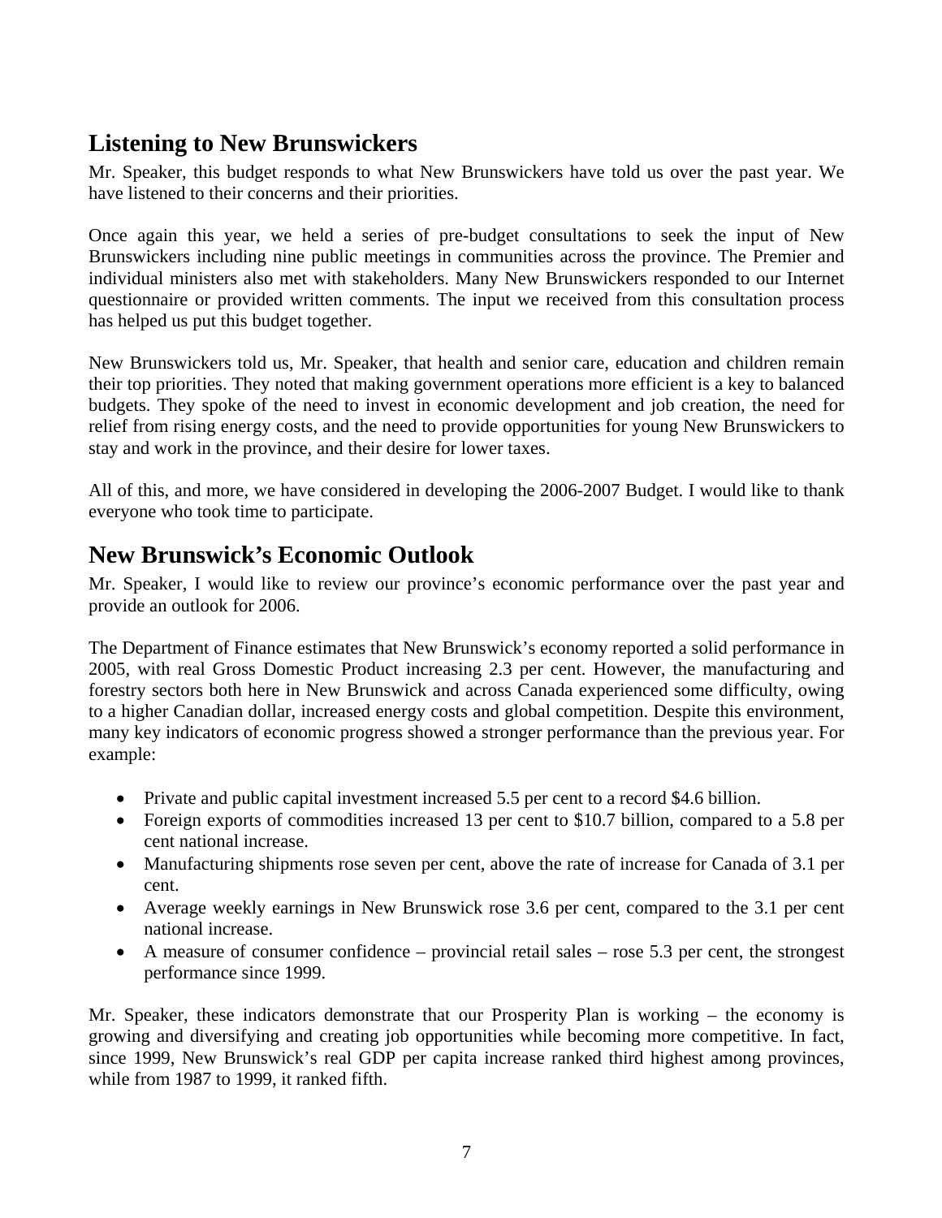## Listening to New Brunswickers

Mr. Speaker, this budget responds to what New Brunswickers have told us over the past year. We have listened to their concerns and their priorities.

Once again this year, we held a series of pre-budget consultations to seek the input of New Brunswickers including nine public meetings in communities across the province. The Premier and individual ministers also met with stakeholders. Many New Brunswickers responded to our Internet questionnaire or provided written comments. The input we received from this consultation process has helped us put this budget together.

New Brunswickers told us, Mr. Speaker, that health and senior care, education and children remain their top priorities. They noted that making government operations more efficient is a key to balanced budgets. They spoke of the need to invest in economic development and job creation, the need for relief from rising energy costs, and the need to provide opportunities for young New Brunswickers to stay and work in the province, and their desire for lower taxes.

All of this, and more, we have considered in developing the 2006-2007 Budget. I would like to thank everyone who took time to participate.

## New Brunswick's Economic Outlook

Mr. Speaker, I would like to review our province's economic performance over the past year and provide an outlook for 2006.

The Department of Finance estimates that New Brunswick's economy reported a solid performance in 2005, with real Gross Domestic Product increasing 2.3 per cent. However, the manufacturing and forestry sectors both here in New Brunswick and across Canada experienced some difficulty, owing to a higher Canadian dollar, increased energy costs and global competition. Despite this environment, many key indicators of economic progress showed a stronger performance than the previous year. For example:

- Private and public capital investment increased 5.5 per cent to a record $4.6 billion.
- Foreign exports of commodities increased 13 per cent to $10.7 billion, compared to a 5.8 per cent national increase.
- Manufacturing shipments rose seven per cent, above the rate of increase for Canada of 3.1 per cent.
- Average weekly earnings in New Brunswick rose 3.6 per cent, compared to the 3.1 per cent national increase.
- A measure of consumer confidence – provincial retail sales – rose 5.3 per cent, the strongest performance since 1999.

Mr. Speaker, these indicators demonstrate that our Prosperity Plan is working – the economy is growing and diversifying and creating job opportunities while becoming more competitive. In fact, since 1999, New Brunswick's real GDP per capita increase ranked third highest among provinces, while from 1987 to 1999, it ranked fifth.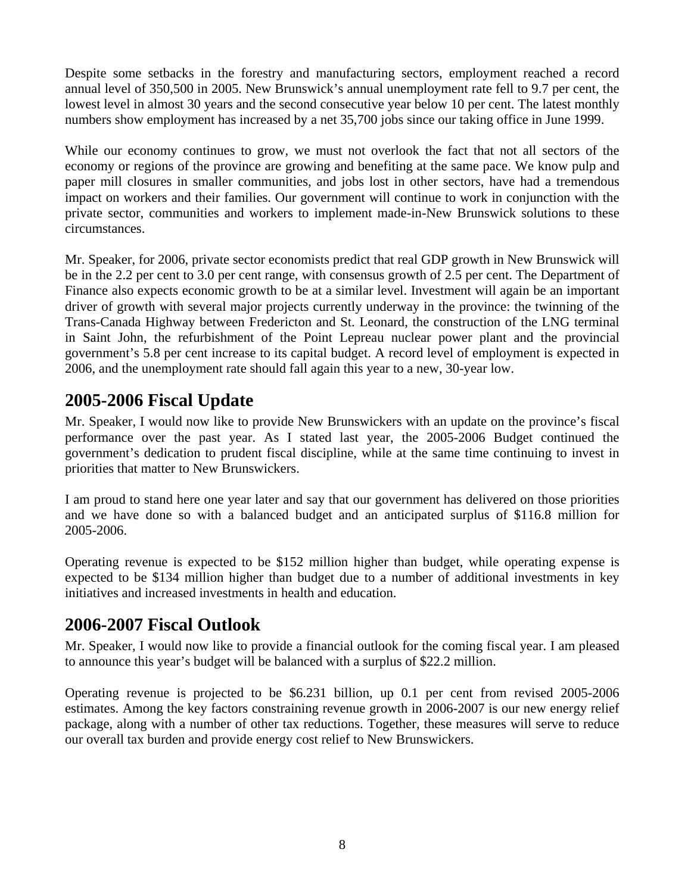Despite some setbacks in the forestry and manufacturing sectors, employment reached a record annual level of 350,500 in 2005. New Brunswick's annual unemployment rate fell to 9.7 per cent, the lowest level in almost 30 years and the second consecutive year below 10 per cent. The latest monthly numbers show employment has increased by a net 35,700 jobs since our taking office in June 1999.

While our economy continues to grow, we must not overlook the fact that not all sectors of the economy or regions of the province are growing and benefiting at the same pace. We know pulp and paper mill closures in smaller communities, and jobs lost in other sectors, have had a tremendous impact on workers and their families. Our government will continue to work in conjunction with the private sector, communities and workers to implement made-in-New Brunswick solutions to these circumstances.

Mr. Speaker, for 2006, private sector economists predict that real GDP growth in New Brunswick will be in the 2.2 per cent to 3.0 per cent range, with consensus growth of 2.5 per cent. The Department of Finance also expects economic growth to be at a similar level. Investment will again be an important driver of growth with several major projects currently underway in the province: the twinning of the Trans-Canada Highway between Fredericton and St. Leonard, the construction of the LNG terminal in Saint John, the refurbishment of the Point Lepreau nuclear power plant and the provincial government's 5.8 per cent increase to its capital budget. A record level of employment is expected in 2006, and the unemployment rate should fall again this year to a new, 30-year low.

## 2005-2006 Fiscal Update

Mr. Speaker, I would now like to provide New Brunswickers with an update on the province's fiscal performance over the past year. As I stated last year, the 2005-2006 Budget continued the government's dedication to prudent fiscal discipline, while at the same time continuing to invest in priorities that matter to New Brunswickers.

I am proud to stand here one year later and say that our government has delivered on those priorities and we have done so with a balanced budget and an anticipated surplus of $116.8 million for 2005-2006.

Operating revenue is expected to be $152 million higher than budget, while operating expense is expected to be $134 million higher than budget due to a number of additional investments in key initiatives and increased investments in health and education.

## 2006-2007 Fiscal Outlook

Mr. Speaker, I would now like to provide a financial outlook for the coming fiscal year. I am pleased to announce this year's budget will be balanced with a surplus of $22.2 million.

Operating revenue is projected to be $6.231 billion, up 0.1 per cent from revised 2005-2006 estimates. Among the key factors constraining revenue growth in 2006-2007 is our new energy relief package, along with a number of other tax reductions. Together, these measures will serve to reduce our overall tax burden and provide energy cost relief to New Brunswickers.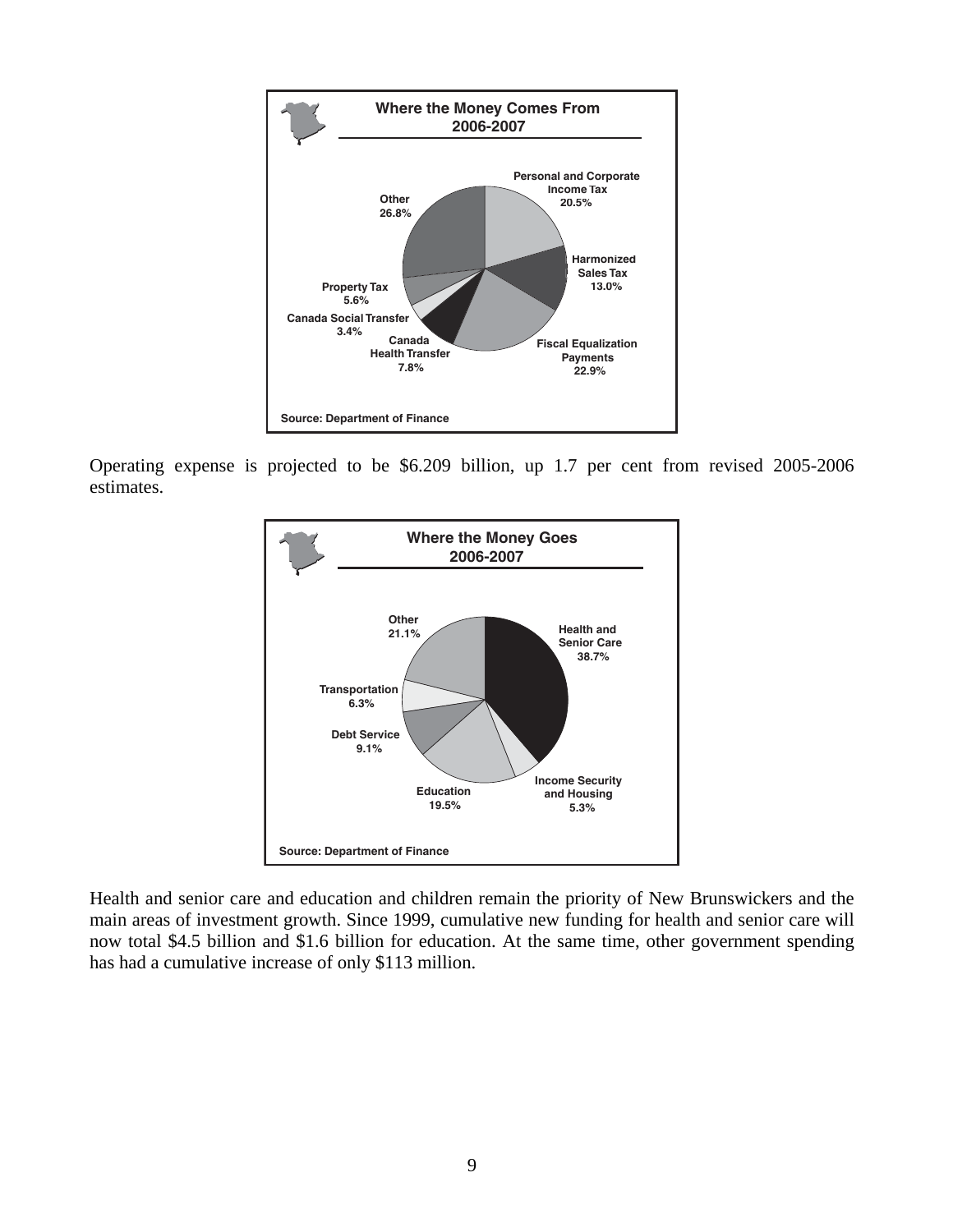**Where the Money Comes From**
**2006-2007**

| Source | Share |
| --- | --- |
| Personal and Corporate Income Tax | 20.5% |
| Harmonized Sales Tax | 13.0% |
| Fiscal Equalization Payments | 22.9% |
| Canada Health Transfer | 7.8% |
| Canada Social Transfer | 3.4% |
| Property Tax | 5.6% |
| Other | 26.8% |

Source: Department of Finance

Operating expense is projected to be $6.209 billion, up 1.7 per cent from revised 2005-2006 estimates.

**Where the Money Goes**
**2006-2007**

| Category | Share |
| --- | --- |
| Health and Senior Care | 38.7% |
| Income Security and Housing | 5.3% |
| Education | 19.5% |
| Debt Service | 9.1% |
| Transportation | 6.3% |
| Other | 21.1% |

Source: Department of Finance

Health and senior care and education and children remain the priority of New Brunswickers and the main areas of investment growth. Since 1999, cumulative new funding for health and senior care will now total $4.5 billion and $1.6 billion for education. At the same time, other government spending has had a cumulative increase of only $113 million.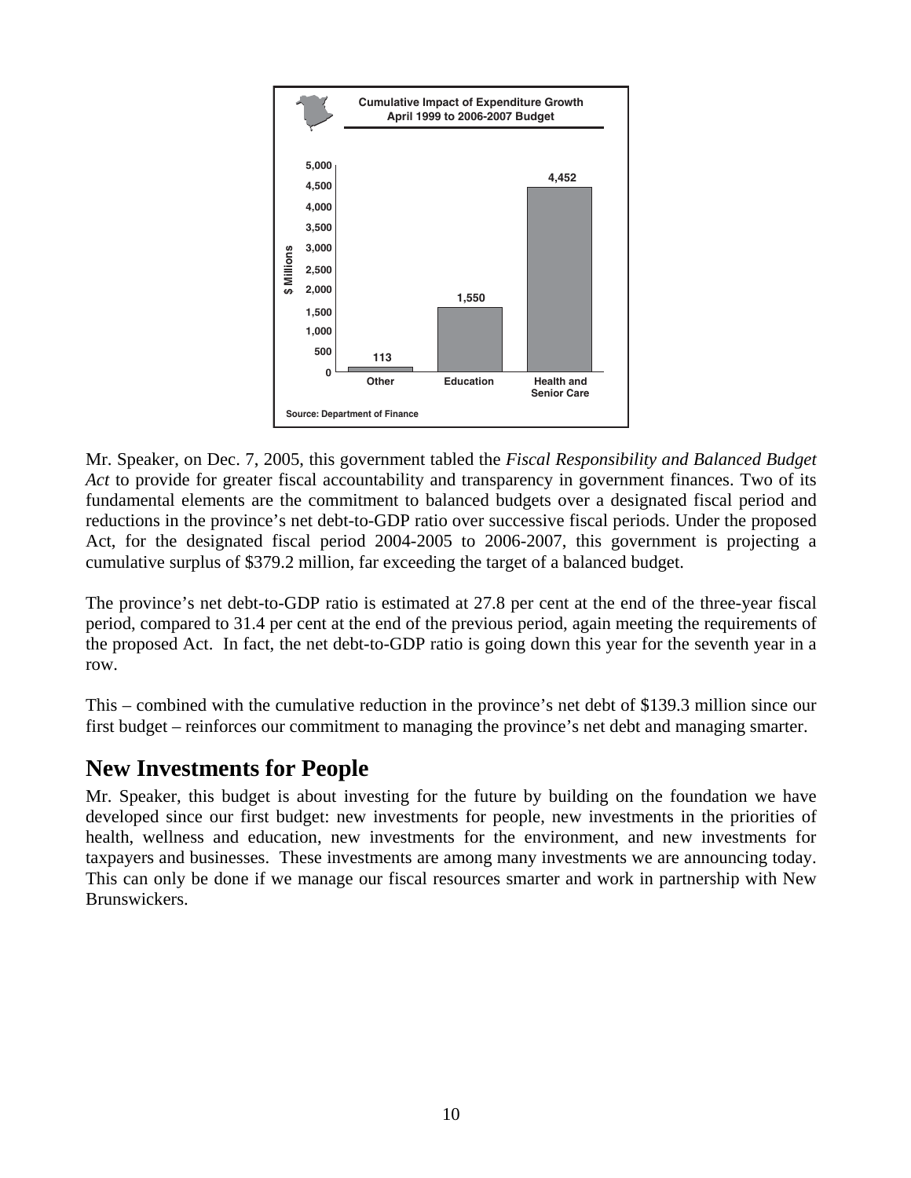**Cumulative Impact of Expenditure Growth**
**April 1999 to 2006-2007 Budget**

| | $ Millions |
|---|---|
| Other | 113 |
| Education | 1,550 |
| Health and Senior Care | 4,452 |

Source: Department of Finance

Mr. Speaker, on Dec. 7, 2005, this government tabled the *Fiscal Responsibility and Balanced Budget Act* to provide for greater fiscal accountability and transparency in government finances. Two of its fundamental elements are the commitment to balanced budgets over a designated fiscal period and reductions in the province's net debt-to-GDP ratio over successive fiscal periods. Under the proposed Act, for the designated fiscal period 2004-2005 to 2006-2007, this government is projecting a cumulative surplus of $379.2 million, far exceeding the target of a balanced budget.

The province's net debt-to-GDP ratio is estimated at 27.8 per cent at the end of the three-year fiscal period, compared to 31.4 per cent at the end of the previous period, again meeting the requirements of the proposed Act. In fact, the net debt-to-GDP ratio is going down this year for the seventh year in a row.

This – combined with the cumulative reduction in the province's net debt of $139.3 million since our first budget – reinforces our commitment to managing the province's net debt and managing smarter.

## New Investments for People

Mr. Speaker, this budget is about investing for the future by building on the foundation we have developed since our first budget: new investments for people, new investments in the priorities of health, wellness and education, new investments for the environment, and new investments for taxpayers and businesses. These investments are among many investments we are announcing today. This can only be done if we manage our fiscal resources smarter and work in partnership with New Brunswickers.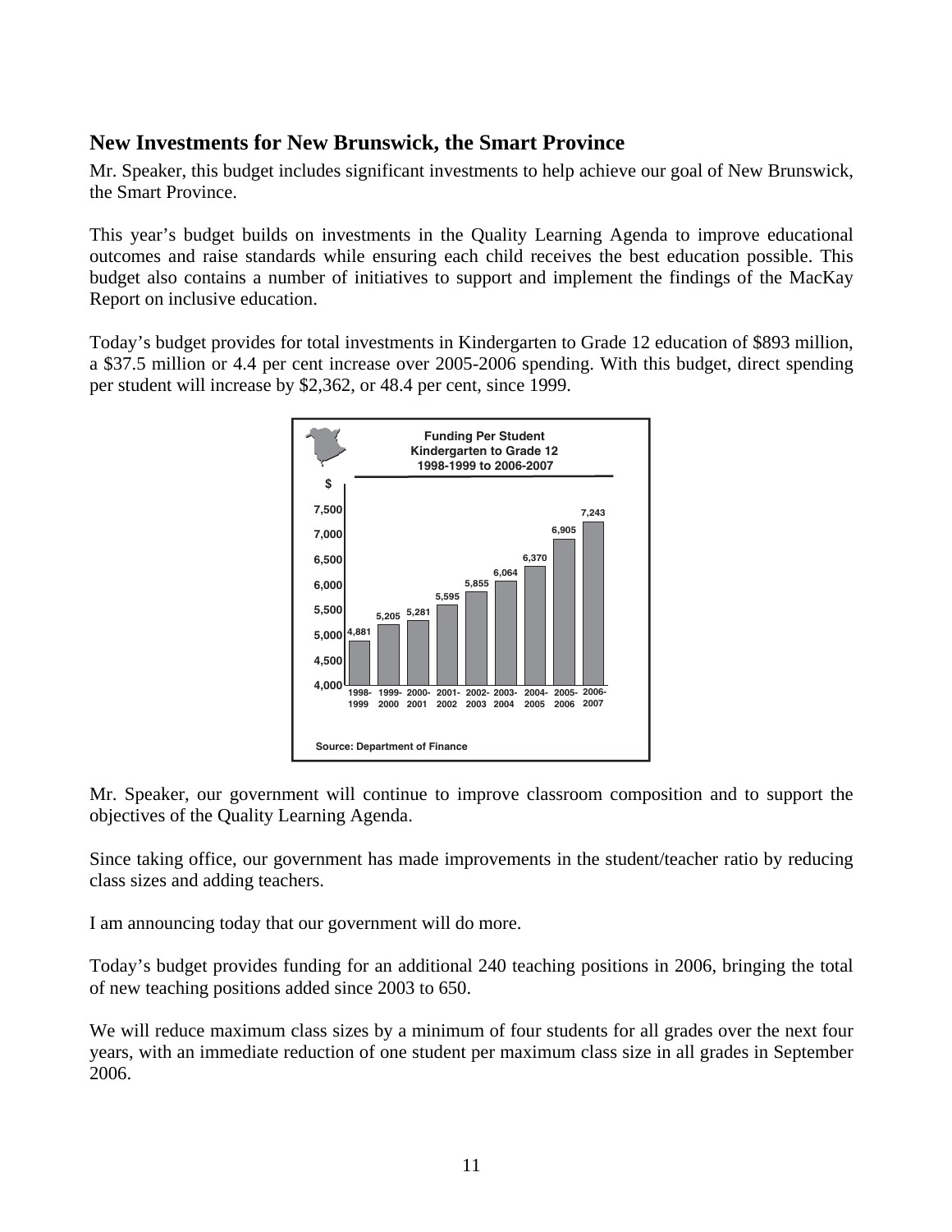## New Investments for New Brunswick, the Smart Province

Mr. Speaker, this budget includes significant investments to help achieve our goal of New Brunswick, the Smart Province.

This year's budget builds on investments in the Quality Learning Agenda to improve educational outcomes and raise standards while ensuring each child receives the best education possible. This budget also contains a number of initiatives to support and implement the findings of the MacKay Report on inclusive education.

Today's budget provides for total investments in Kindergarten to Grade 12 education of $893 million, a $37.5 million or 4.4 per cent increase over 2005-2006 spending. With this budget, direct spending per student will increase by $2,362, or 48.4 per cent, since 1999.

**Funding Per Student Kindergarten to Grade 12 1998-1999 to 2006-2007**

| Year | $ |
|---|---|
| 1998-1999 | 4,881 |
| 1999-2000 | 5,205 |
| 2000-2001 | 5,281 |
| 2001-2002 | 5,595 |
| 2002-2003 | 5,855 |
| 2003-2004 | 6,064 |
| 2004-2005 | 6,370 |
| 2005-2006 | 6,905 |
| 2006-2007 | 7,243 |

Source: Department of Finance

Mr. Speaker, our government will continue to improve classroom composition and to support the objectives of the Quality Learning Agenda.

Since taking office, our government has made improvements in the student/teacher ratio by reducing class sizes and adding teachers.

I am announcing today that our government will do more.

Today's budget provides funding for an additional 240 teaching positions in 2006, bringing the total of new teaching positions added since 2003 to 650.

We will reduce maximum class sizes by a minimum of four students for all grades over the next four years, with an immediate reduction of one student per maximum class size in all grades in September 2006.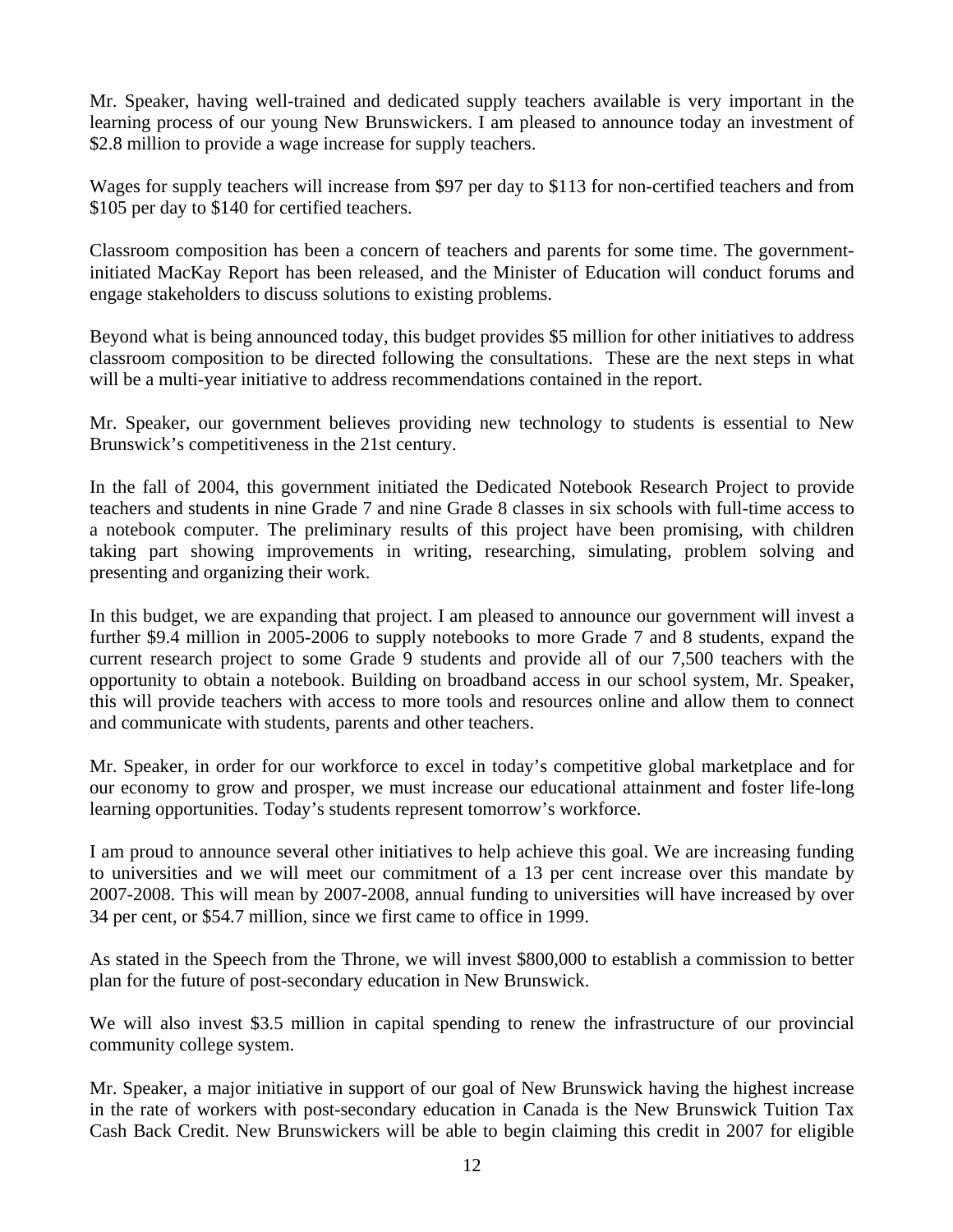Mr. Speaker, having well-trained and dedicated supply teachers available is very important in the learning process of our young New Brunswickers. I am pleased to announce today an investment of $2.8 million to provide a wage increase for supply teachers.

Wages for supply teachers will increase from $97 per day to $113 for non-certified teachers and from $105 per day to $140 for certified teachers.

Classroom composition has been a concern of teachers and parents for some time. The government-initiated MacKay Report has been released, and the Minister of Education will conduct forums and engage stakeholders to discuss solutions to existing problems.

Beyond what is being announced today, this budget provides $5 million for other initiatives to address classroom composition to be directed following the consultations. These are the next steps in what will be a multi-year initiative to address recommendations contained in the report.

Mr. Speaker, our government believes providing new technology to students is essential to New Brunswick's competitiveness in the 21st century.

In the fall of 2004, this government initiated the Dedicated Notebook Research Project to provide teachers and students in nine Grade 7 and nine Grade 8 classes in six schools with full-time access to a notebook computer. The preliminary results of this project have been promising, with children taking part showing improvements in writing, researching, simulating, problem solving and presenting and organizing their work.

In this budget, we are expanding that project. I am pleased to announce our government will invest a further $9.4 million in 2005-2006 to supply notebooks to more Grade 7 and 8 students, expand the current research project to some Grade 9 students and provide all of our 7,500 teachers with the opportunity to obtain a notebook. Building on broadband access in our school system, Mr. Speaker, this will provide teachers with access to more tools and resources online and allow them to connect and communicate with students, parents and other teachers.

Mr. Speaker, in order for our workforce to excel in today's competitive global marketplace and for our economy to grow and prosper, we must increase our educational attainment and foster life-long learning opportunities. Today's students represent tomorrow's workforce.

I am proud to announce several other initiatives to help achieve this goal. We are increasing funding to universities and we will meet our commitment of a 13 per cent increase over this mandate by 2007-2008. This will mean by 2007-2008, annual funding to universities will have increased by over 34 per cent, or $54.7 million, since we first came to office in 1999.

As stated in the Speech from the Throne, we will invest $800,000 to establish a commission to better plan for the future of post-secondary education in New Brunswick.

We will also invest $3.5 million in capital spending to renew the infrastructure of our provincial community college system.

Mr. Speaker, a major initiative in support of our goal of New Brunswick having the highest increase in the rate of workers with post-secondary education in Canada is the New Brunswick Tuition Tax Cash Back Credit. New Brunswickers will be able to begin claiming this credit in 2007 for eligible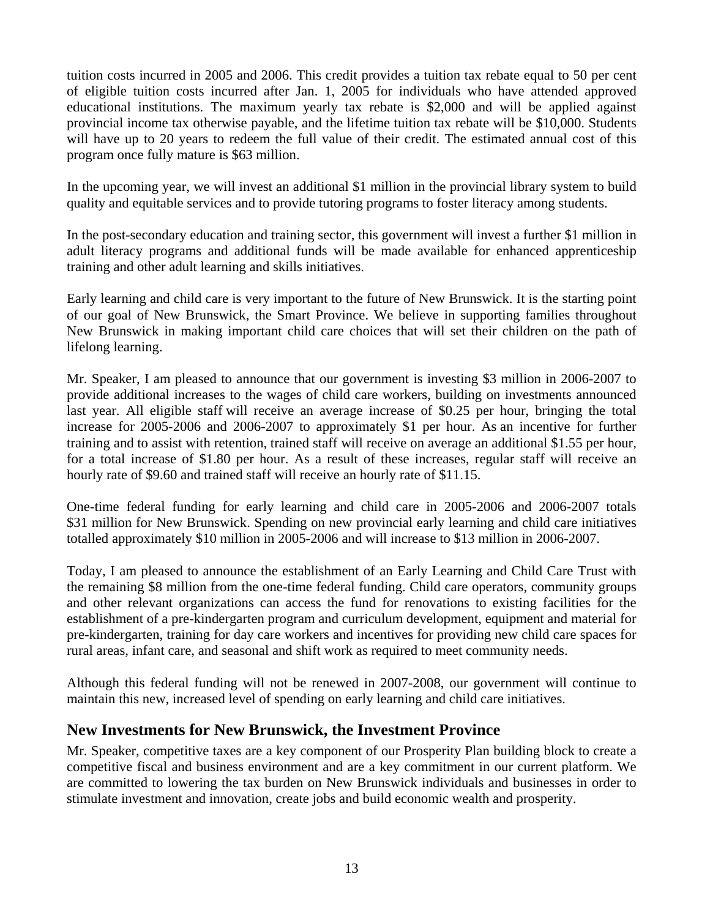tuition costs incurred in 2005 and 2006. This credit provides a tuition tax rebate equal to 50 per cent of eligible tuition costs incurred after Jan. 1, 2005 for individuals who have attended approved educational institutions. The maximum yearly tax rebate is $2,000 and will be applied against provincial income tax otherwise payable, and the lifetime tuition tax rebate will be $10,000. Students will have up to 20 years to redeem the full value of their credit. The estimated annual cost of this program once fully mature is $63 million.

In the upcoming year, we will invest an additional $1 million in the provincial library system to build quality and equitable services and to provide tutoring programs to foster literacy among students.

In the post-secondary education and training sector, this government will invest a further $1 million in adult literacy programs and additional funds will be made available for enhanced apprenticeship training and other adult learning and skills initiatives.

Early learning and child care is very important to the future of New Brunswick. It is the starting point of our goal of New Brunswick, the Smart Province. We believe in supporting families throughout New Brunswick in making important child care choices that will set their children on the path of lifelong learning.

Mr. Speaker, I am pleased to announce that our government is investing $3 million in 2006-2007 to provide additional increases to the wages of child care workers, building on investments announced last year. All eligible staff will receive an average increase of $0.25 per hour, bringing the total increase for 2005-2006 and 2006-2007 to approximately $1 per hour. As an incentive for further training and to assist with retention, trained staff will receive on average an additional $1.55 per hour, for a total increase of $1.80 per hour. As a result of these increases, regular staff will receive an hourly rate of $9.60 and trained staff will receive an hourly rate of $11.15.

One-time federal funding for early learning and child care in 2005-2006 and 2006-2007 totals $31 million for New Brunswick. Spending on new provincial early learning and child care initiatives totalled approximately $10 million in 2005-2006 and will increase to $13 million in 2006-2007.

Today, I am pleased to announce the establishment of an Early Learning and Child Care Trust with the remaining $8 million from the one-time federal funding. Child care operators, community groups and other relevant organizations can access the fund for renovations to existing facilities for the establishment of a pre-kindergarten program and curriculum development, equipment and material for pre-kindergarten, training for day care workers and incentives for providing new child care spaces for rural areas, infant care, and seasonal and shift work as required to meet community needs.

Although this federal funding will not be renewed in 2007-2008, our government will continue to maintain this new, increased level of spending on early learning and child care initiatives.

## New Investments for New Brunswick, the Investment Province

Mr. Speaker, competitive taxes are a key component of our Prosperity Plan building block to create a competitive fiscal and business environment and are a key commitment in our current platform. We are committed to lowering the tax burden on New Brunswick individuals and businesses in order to stimulate investment and innovation, create jobs and build economic wealth and prosperity.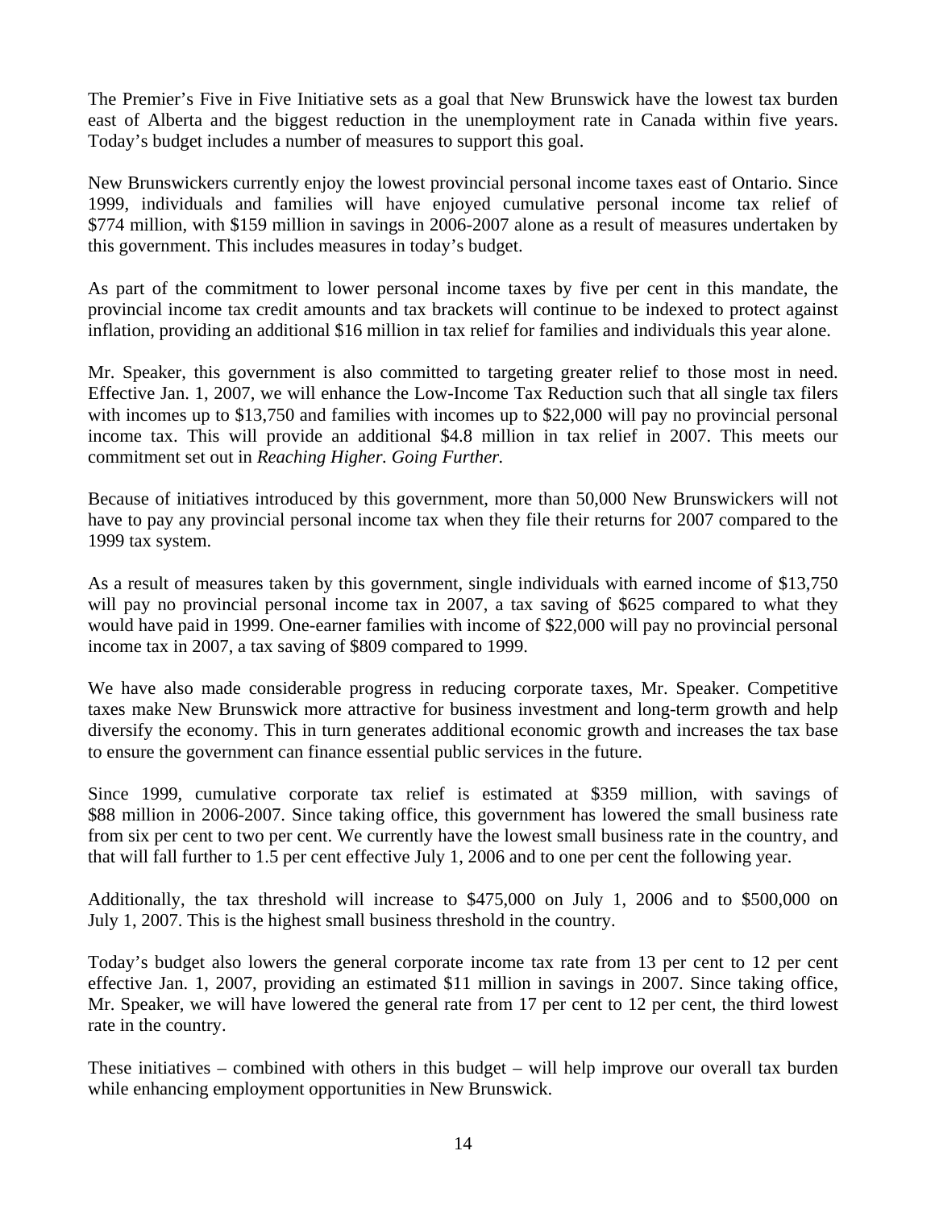The Premier's Five in Five Initiative sets as a goal that New Brunswick have the lowest tax burden east of Alberta and the biggest reduction in the unemployment rate in Canada within five years. Today's budget includes a number of measures to support this goal.

New Brunswickers currently enjoy the lowest provincial personal income taxes east of Ontario. Since 1999, individuals and families will have enjoyed cumulative personal income tax relief of $774 million, with $159 million in savings in 2006-2007 alone as a result of measures undertaken by this government. This includes measures in today's budget.

As part of the commitment to lower personal income taxes by five per cent in this mandate, the provincial income tax credit amounts and tax brackets will continue to be indexed to protect against inflation, providing an additional $16 million in tax relief for families and individuals this year alone.

Mr. Speaker, this government is also committed to targeting greater relief to those most in need. Effective Jan. 1, 2007, we will enhance the Low-Income Tax Reduction such that all single tax filers with incomes up to $13,750 and families with incomes up to $22,000 will pay no provincial personal income tax. This will provide an additional $4.8 million in tax relief in 2007. This meets our commitment set out in *Reaching Higher. Going Further.*

Because of initiatives introduced by this government, more than 50,000 New Brunswickers will not have to pay any provincial personal income tax when they file their returns for 2007 compared to the 1999 tax system.

As a result of measures taken by this government, single individuals with earned income of $13,750 will pay no provincial personal income tax in 2007, a tax saving of $625 compared to what they would have paid in 1999. One-earner families with income of $22,000 will pay no provincial personal income tax in 2007, a tax saving of $809 compared to 1999.

We have also made considerable progress in reducing corporate taxes, Mr. Speaker. Competitive taxes make New Brunswick more attractive for business investment and long-term growth and help diversify the economy. This in turn generates additional economic growth and increases the tax base to ensure the government can finance essential public services in the future.

Since 1999, cumulative corporate tax relief is estimated at $359 million, with savings of $88 million in 2006-2007. Since taking office, this government has lowered the small business rate from six per cent to two per cent. We currently have the lowest small business rate in the country, and that will fall further to 1.5 per cent effective July 1, 2006 and to one per cent the following year.

Additionally, the tax threshold will increase to $475,000 on July 1, 2006 and to $500,000 on July 1, 2007. This is the highest small business threshold in the country.

Today's budget also lowers the general corporate income tax rate from 13 per cent to 12 per cent effective Jan. 1, 2007, providing an estimated $11 million in savings in 2007. Since taking office, Mr. Speaker, we will have lowered the general rate from 17 per cent to 12 per cent, the third lowest rate in the country.

These initiatives – combined with others in this budget – will help improve our overall tax burden while enhancing employment opportunities in New Brunswick.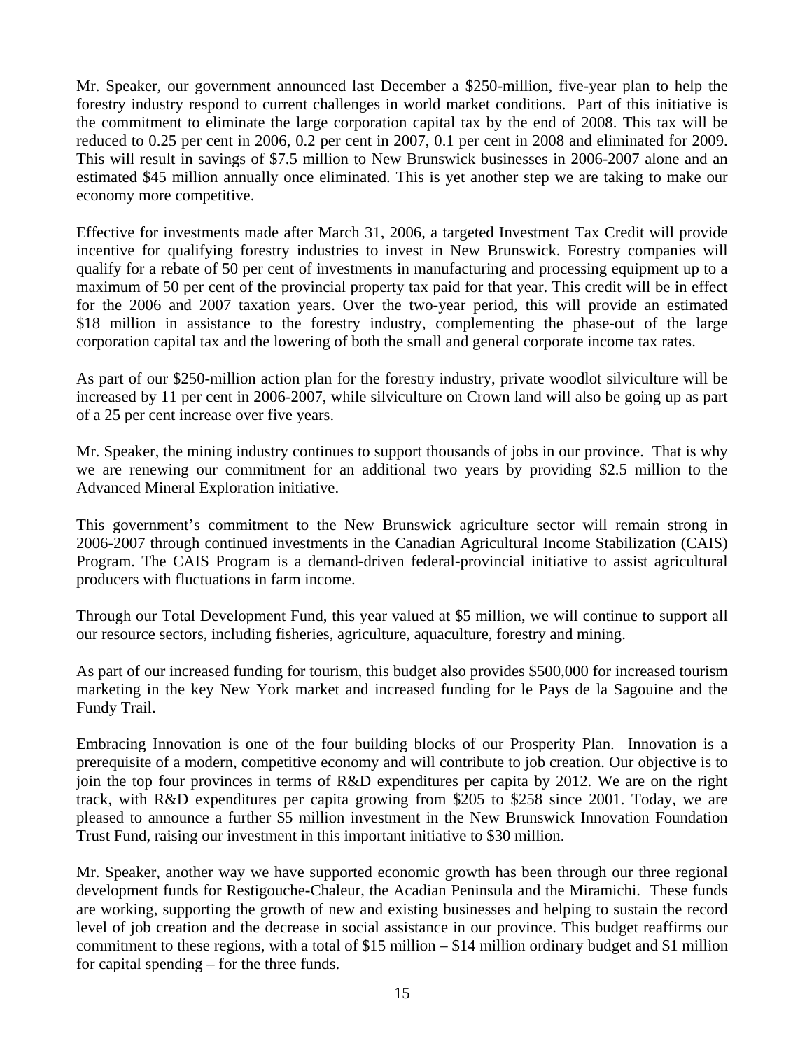Mr. Speaker, our government announced last December a $250-million, five-year plan to help the forestry industry respond to current challenges in world market conditions. Part of this initiative is the commitment to eliminate the large corporation capital tax by the end of 2008. This tax will be reduced to 0.25 per cent in 2006, 0.2 per cent in 2007, 0.1 per cent in 2008 and eliminated for 2009. This will result in savings of $7.5 million to New Brunswick businesses in 2006-2007 alone and an estimated $45 million annually once eliminated. This is yet another step we are taking to make our economy more competitive.

Effective for investments made after March 31, 2006, a targeted Investment Tax Credit will provide incentive for qualifying forestry industries to invest in New Brunswick. Forestry companies will qualify for a rebate of 50 per cent of investments in manufacturing and processing equipment up to a maximum of 50 per cent of the provincial property tax paid for that year. This credit will be in effect for the 2006 and 2007 taxation years. Over the two-year period, this will provide an estimated $18 million in assistance to the forestry industry, complementing the phase-out of the large corporation capital tax and the lowering of both the small and general corporate income tax rates.

As part of our $250-million action plan for the forestry industry, private woodlot silviculture will be increased by 11 per cent in 2006-2007, while silviculture on Crown land will also be going up as part of a 25 per cent increase over five years.

Mr. Speaker, the mining industry continues to support thousands of jobs in our province. That is why we are renewing our commitment for an additional two years by providing $2.5 million to the Advanced Mineral Exploration initiative.

This government's commitment to the New Brunswick agriculture sector will remain strong in 2006-2007 through continued investments in the Canadian Agricultural Income Stabilization (CAIS) Program. The CAIS Program is a demand-driven federal-provincial initiative to assist agricultural producers with fluctuations in farm income.

Through our Total Development Fund, this year valued at $5 million, we will continue to support all our resource sectors, including fisheries, agriculture, aquaculture, forestry and mining.

As part of our increased funding for tourism, this budget also provides $500,000 for increased tourism marketing in the key New York market and increased funding for le Pays de la Sagouine and the Fundy Trail.

Embracing Innovation is one of the four building blocks of our Prosperity Plan. Innovation is a prerequisite of a modern, competitive economy and will contribute to job creation. Our objective is to join the top four provinces in terms of R&D expenditures per capita by 2012. We are on the right track, with R&D expenditures per capita growing from $205 to $258 since 2001. Today, we are pleased to announce a further $5 million investment in the New Brunswick Innovation Foundation Trust Fund, raising our investment in this important initiative to $30 million.

Mr. Speaker, another way we have supported economic growth has been through our three regional development funds for Restigouche-Chaleur, the Acadian Peninsula and the Miramichi. These funds are working, supporting the growth of new and existing businesses and helping to sustain the record level of job creation and the decrease in social assistance in our province. This budget reaffirms our commitment to these regions, with a total of $15 million – $14 million ordinary budget and $1 million for capital spending – for the three funds.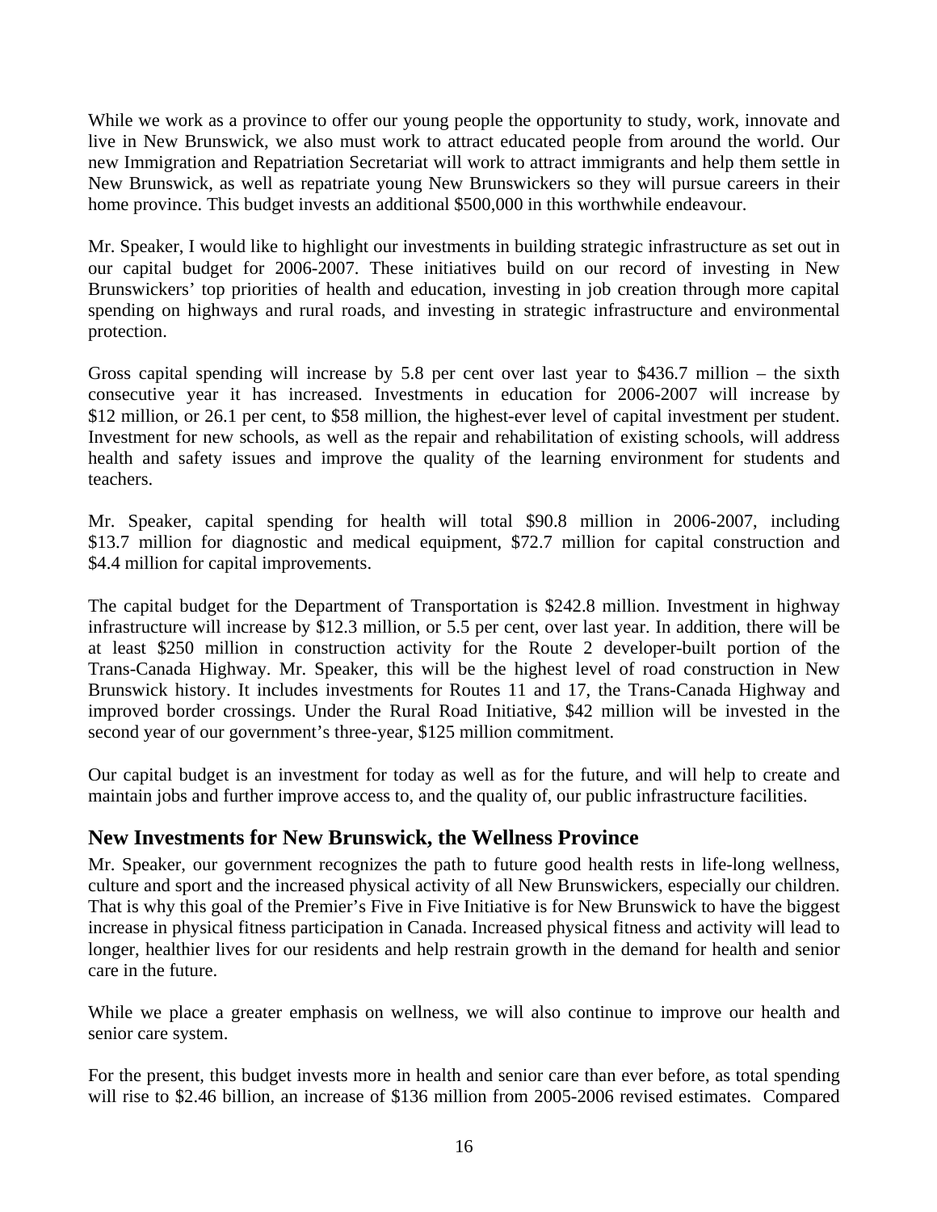While we work as a province to offer our young people the opportunity to study, work, innovate and live in New Brunswick, we also must work to attract educated people from around the world. Our new Immigration and Repatriation Secretariat will work to attract immigrants and help them settle in New Brunswick, as well as repatriate young New Brunswickers so they will pursue careers in their home province. This budget invests an additional $500,000 in this worthwhile endeavour.

Mr. Speaker, I would like to highlight our investments in building strategic infrastructure as set out in our capital budget for 2006-2007. These initiatives build on our record of investing in New Brunswickers' top priorities of health and education, investing in job creation through more capital spending on highways and rural roads, and investing in strategic infrastructure and environmental protection.

Gross capital spending will increase by 5.8 per cent over last year to $436.7 million – the sixth consecutive year it has increased. Investments in education for 2006-2007 will increase by $12 million, or 26.1 per cent, to $58 million, the highest-ever level of capital investment per student. Investment for new schools, as well as the repair and rehabilitation of existing schools, will address health and safety issues and improve the quality of the learning environment for students and teachers.

Mr. Speaker, capital spending for health will total $90.8 million in 2006-2007, including $13.7 million for diagnostic and medical equipment, $72.7 million for capital construction and $4.4 million for capital improvements.

The capital budget for the Department of Transportation is $242.8 million. Investment in highway infrastructure will increase by $12.3 million, or 5.5 per cent, over last year. In addition, there will be at least $250 million in construction activity for the Route 2 developer-built portion of the Trans-Canada Highway. Mr. Speaker, this will be the highest level of road construction in New Brunswick history. It includes investments for Routes 11 and 17, the Trans-Canada Highway and improved border crossings. Under the Rural Road Initiative, $42 million will be invested in the second year of our government's three-year, $125 million commitment.

Our capital budget is an investment for today as well as for the future, and will help to create and maintain jobs and further improve access to, and the quality of, our public infrastructure facilities.

## New Investments for New Brunswick, the Wellness Province

Mr. Speaker, our government recognizes the path to future good health rests in life-long wellness, culture and sport and the increased physical activity of all New Brunswickers, especially our children. That is why this goal of the Premier's Five in Five Initiative is for New Brunswick to have the biggest increase in physical fitness participation in Canada. Increased physical fitness and activity will lead to longer, healthier lives for our residents and help restrain growth in the demand for health and senior care in the future.

While we place a greater emphasis on wellness, we will also continue to improve our health and senior care system.

For the present, this budget invests more in health and senior care than ever before, as total spending will rise to $2.46 billion, an increase of $136 million from 2005-2006 revised estimates. Compared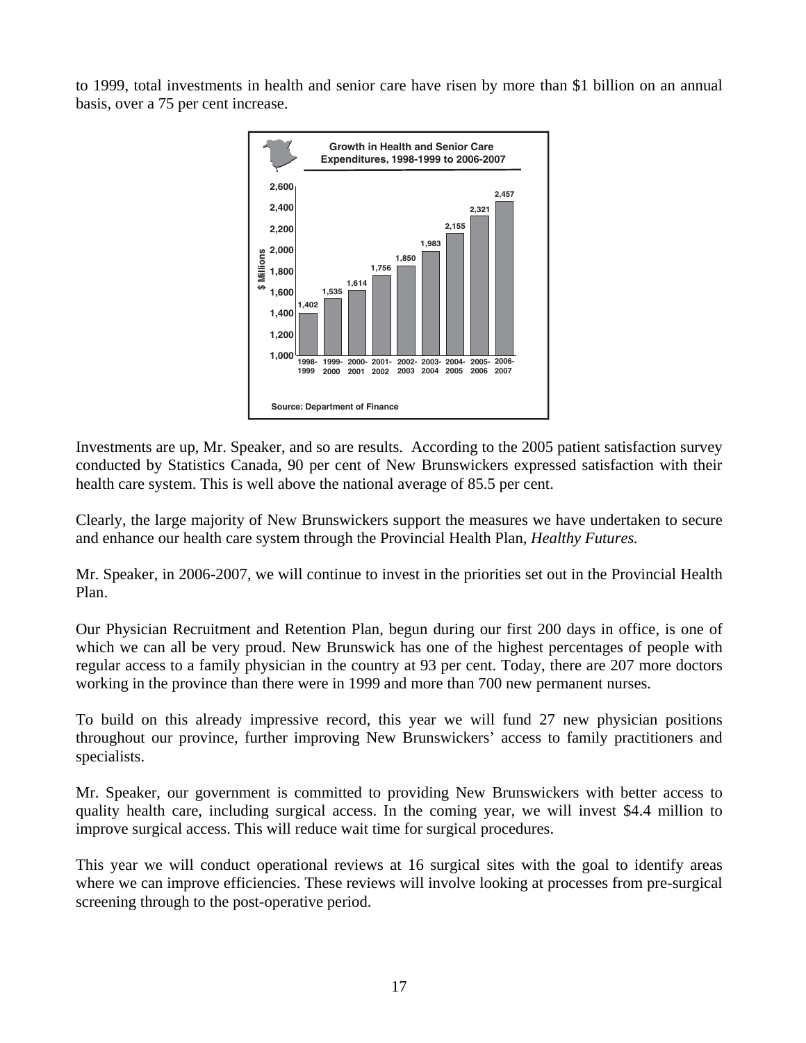to 1999, total investments in health and senior care have risen by more than $1 billion on an annual basis, over a 75 per cent increase.

**Growth in Health and Senior Care Expenditures, 1998-1999 to 2006-2007**

| Year | $ Millions |
|---|---|
| 1998-1999 | 1,402 |
| 1999-2000 | 1,535 |
| 2000-2001 | 1,614 |
| 2001-2002 | 1,756 |
| 2002-2003 | 1,850 |
| 2003-2004 | 1,983 |
| 2004-2005 | 2,155 |
| 2005-2006 | 2,321 |
| 2006-2007 | 2,457 |

Source: Department of Finance

Investments are up, Mr. Speaker, and so are results. According to the 2005 patient satisfaction survey conducted by Statistics Canada, 90 per cent of New Brunswickers expressed satisfaction with their health care system. This is well above the national average of 85.5 per cent.

Clearly, the large majority of New Brunswickers support the measures we have undertaken to secure and enhance our health care system through the Provincial Health Plan, *Healthy Futures.*

Mr. Speaker, in 2006-2007, we will continue to invest in the priorities set out in the Provincial Health Plan.

Our Physician Recruitment and Retention Plan, begun during our first 200 days in office, is one of which we can all be very proud. New Brunswick has one of the highest percentages of people with regular access to a family physician in the country at 93 per cent. Today, there are 207 more doctors working in the province than there were in 1999 and more than 700 new permanent nurses.

To build on this already impressive record, this year we will fund 27 new physician positions throughout our province, further improving New Brunswickers' access to family practitioners and specialists.

Mr. Speaker, our government is committed to providing New Brunswickers with better access to quality health care, including surgical access. In the coming year, we will invest $4.4 million to improve surgical access. This will reduce wait time for surgical procedures.

This year we will conduct operational reviews at 16 surgical sites with the goal to identify areas where we can improve efficiencies. These reviews will involve looking at processes from pre-surgical screening through to the post-operative period.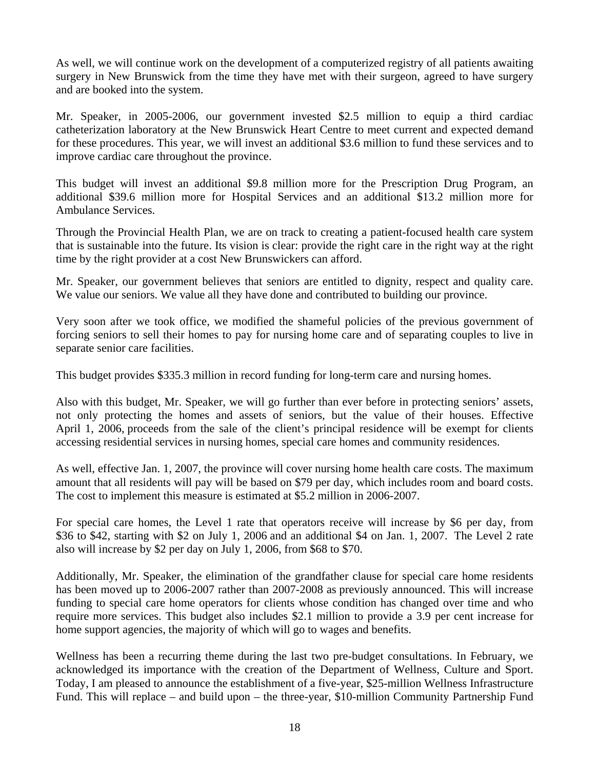As well, we will continue work on the development of a computerized registry of all patients awaiting surgery in New Brunswick from the time they have met with their surgeon, agreed to have surgery and are booked into the system.

Mr. Speaker, in 2005-2006, our government invested $2.5 million to equip a third cardiac catheterization laboratory at the New Brunswick Heart Centre to meet current and expected demand for these procedures. This year, we will invest an additional $3.6 million to fund these services and to improve cardiac care throughout the province.

This budget will invest an additional $9.8 million more for the Prescription Drug Program, an additional $39.6 million more for Hospital Services and an additional $13.2 million more for Ambulance Services.

Through the Provincial Health Plan, we are on track to creating a patient-focused health care system that is sustainable into the future. Its vision is clear: provide the right care in the right way at the right time by the right provider at a cost New Brunswickers can afford.

Mr. Speaker, our government believes that seniors are entitled to dignity, respect and quality care. We value our seniors. We value all they have done and contributed to building our province.

Very soon after we took office, we modified the shameful policies of the previous government of forcing seniors to sell their homes to pay for nursing home care and of separating couples to live in separate senior care facilities.

This budget provides $335.3 million in record funding for long-term care and nursing homes.

Also with this budget, Mr. Speaker, we will go further than ever before in protecting seniors' assets, not only protecting the homes and assets of seniors, but the value of their houses. Effective April 1, 2006, proceeds from the sale of the client's principal residence will be exempt for clients accessing residential services in nursing homes, special care homes and community residences.

As well, effective Jan. 1, 2007, the province will cover nursing home health care costs. The maximum amount that all residents will pay will be based on $79 per day, which includes room and board costs. The cost to implement this measure is estimated at $5.2 million in 2006-2007.

For special care homes, the Level 1 rate that operators receive will increase by $6 per day, from $36 to $42, starting with $2 on July 1, 2006 and an additional $4 on Jan. 1, 2007. The Level 2 rate also will increase by $2 per day on July 1, 2006, from $68 to $70.

Additionally, Mr. Speaker, the elimination of the grandfather clause for special care home residents has been moved up to 2006-2007 rather than 2007-2008 as previously announced. This will increase funding to special care home operators for clients whose condition has changed over time and who require more services. This budget also includes $2.1 million to provide a 3.9 per cent increase for home support agencies, the majority of which will go to wages and benefits.

Wellness has been a recurring theme during the last two pre-budget consultations. In February, we acknowledged its importance with the creation of the Department of Wellness, Culture and Sport. Today, I am pleased to announce the establishment of a five-year, $25-million Wellness Infrastructure Fund. This will replace – and build upon – the three-year, $10-million Community Partnership Fund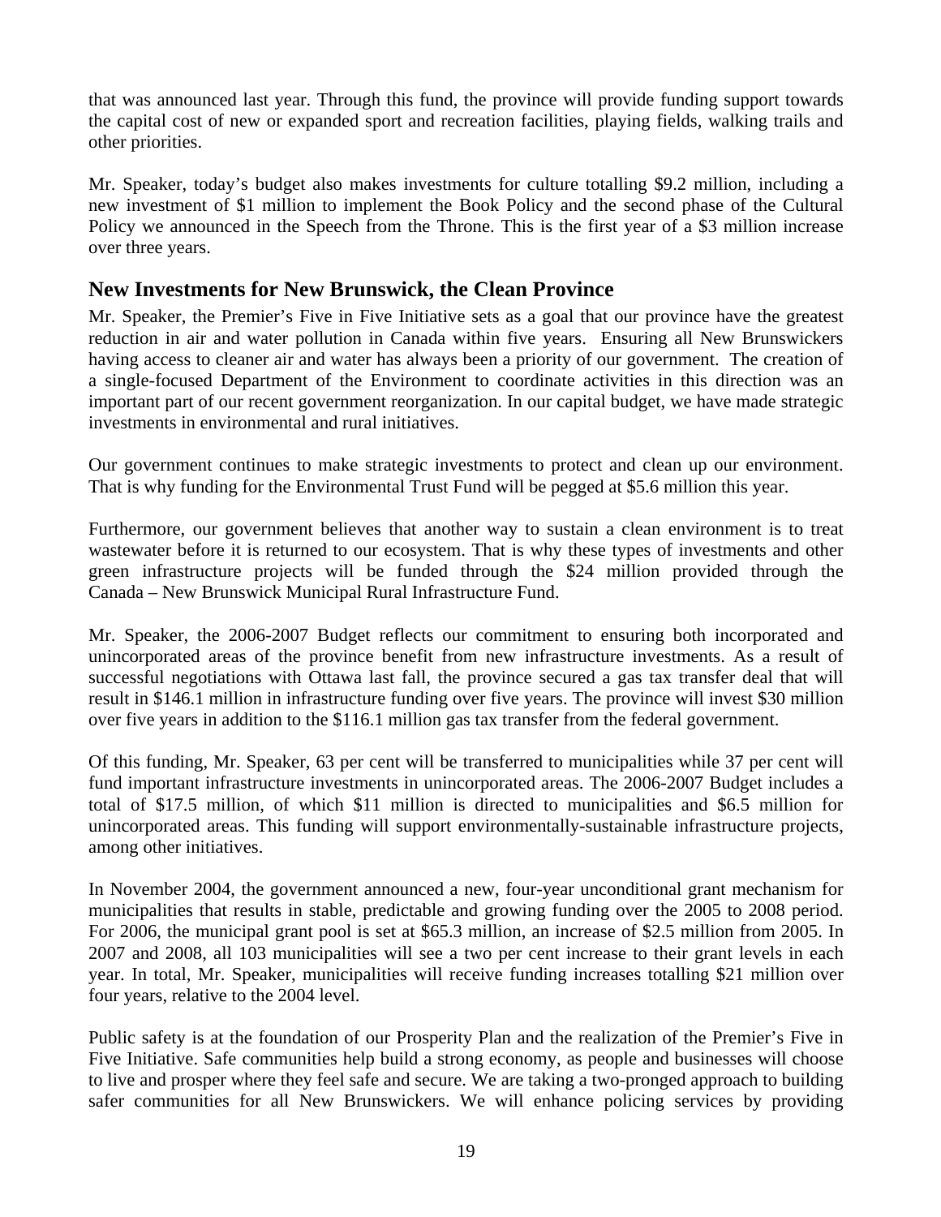that was announced last year. Through this fund, the province will provide funding support towards the capital cost of new or expanded sport and recreation facilities, playing fields, walking trails and other priorities.

Mr. Speaker, today's budget also makes investments for culture totalling $9.2 million, including a new investment of $1 million to implement the Book Policy and the second phase of the Cultural Policy we announced in the Speech from the Throne. This is the first year of a $3 million increase over three years.

## New Investments for New Brunswick, the Clean Province

Mr. Speaker, the Premier's Five in Five Initiative sets as a goal that our province have the greatest reduction in air and water pollution in Canada within five years. Ensuring all New Brunswickers having access to cleaner air and water has always been a priority of our government. The creation of a single-focused Department of the Environment to coordinate activities in this direction was an important part of our recent government reorganization. In our capital budget, we have made strategic investments in environmental and rural initiatives.

Our government continues to make strategic investments to protect and clean up our environment. That is why funding for the Environmental Trust Fund will be pegged at $5.6 million this year.

Furthermore, our government believes that another way to sustain a clean environment is to treat wastewater before it is returned to our ecosystem. That is why these types of investments and other green infrastructure projects will be funded through the $24 million provided through the Canada – New Brunswick Municipal Rural Infrastructure Fund.

Mr. Speaker, the 2006-2007 Budget reflects our commitment to ensuring both incorporated and unincorporated areas of the province benefit from new infrastructure investments. As a result of successful negotiations with Ottawa last fall, the province secured a gas tax transfer deal that will result in $146.1 million in infrastructure funding over five years. The province will invest $30 million over five years in addition to the $116.1 million gas tax transfer from the federal government.

Of this funding, Mr. Speaker, 63 per cent will be transferred to municipalities while 37 per cent will fund important infrastructure investments in unincorporated areas. The 2006-2007 Budget includes a total of $17.5 million, of which $11 million is directed to municipalities and $6.5 million for unincorporated areas. This funding will support environmentally-sustainable infrastructure projects, among other initiatives.

In November 2004, the government announced a new, four-year unconditional grant mechanism for municipalities that results in stable, predictable and growing funding over the 2005 to 2008 period. For 2006, the municipal grant pool is set at $65.3 million, an increase of $2.5 million from 2005. In 2007 and 2008, all 103 municipalities will see a two per cent increase to their grant levels in each year. In total, Mr. Speaker, municipalities will receive funding increases totalling $21 million over four years, relative to the 2004 level.

Public safety is at the foundation of our Prosperity Plan and the realization of the Premier's Five in Five Initiative. Safe communities help build a strong economy, as people and businesses will choose to live and prosper where they feel safe and secure. We are taking a two-pronged approach to building safer communities for all New Brunswickers. We will enhance policing services by providing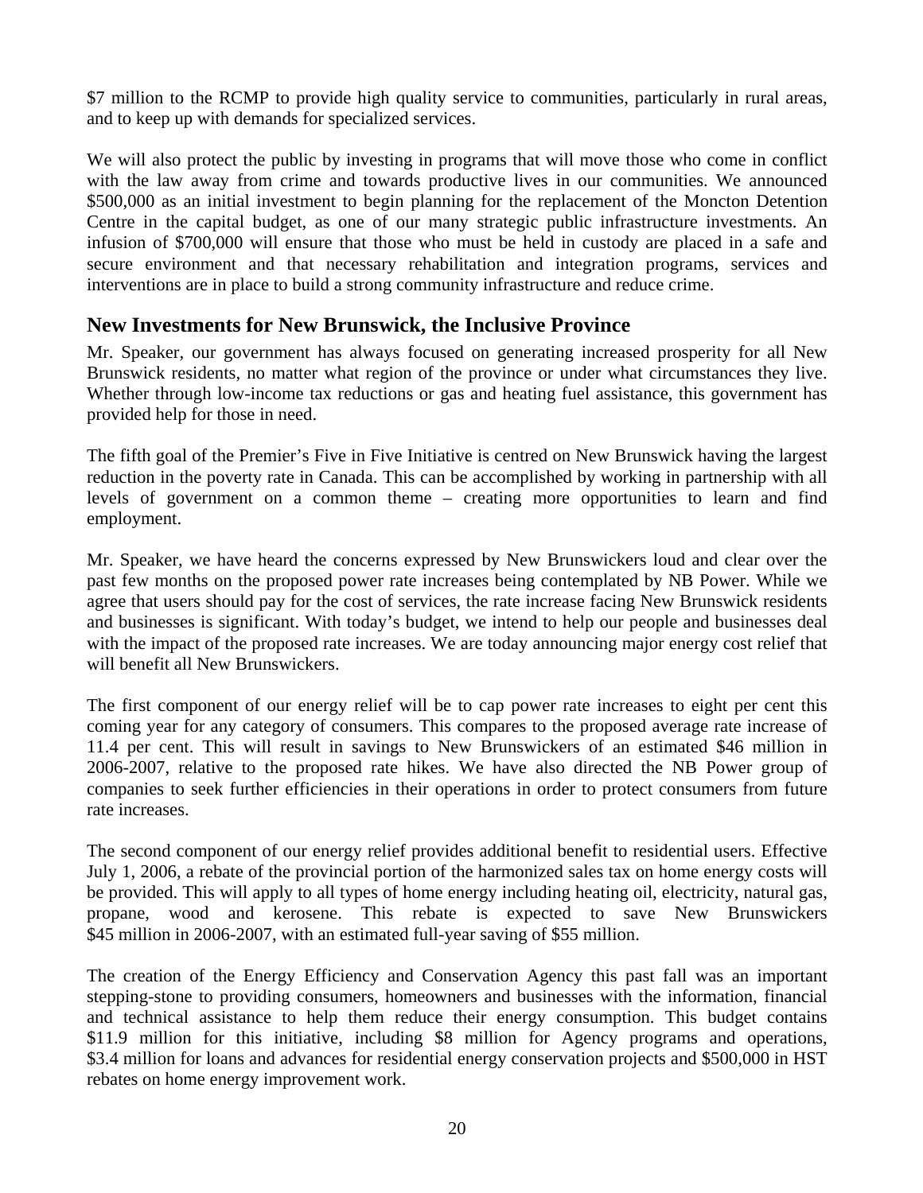$7 million to the RCMP to provide high quality service to communities, particularly in rural areas, and to keep up with demands for specialized services.

We will also protect the public by investing in programs that will move those who come in conflict with the law away from crime and towards productive lives in our communities. We announced $500,000 as an initial investment to begin planning for the replacement of the Moncton Detention Centre in the capital budget, as one of our many strategic public infrastructure investments. An infusion of $700,000 will ensure that those who must be held in custody are placed in a safe and secure environment and that necessary rehabilitation and integration programs, services and interventions are in place to build a strong community infrastructure and reduce crime.

## New Investments for New Brunswick, the Inclusive Province

Mr. Speaker, our government has always focused on generating increased prosperity for all New Brunswick residents, no matter what region of the province or under what circumstances they live. Whether through low-income tax reductions or gas and heating fuel assistance, this government has provided help for those in need.

The fifth goal of the Premier's Five in Five Initiative is centred on New Brunswick having the largest reduction in the poverty rate in Canada. This can be accomplished by working in partnership with all levels of government on a common theme – creating more opportunities to learn and find employment.

Mr. Speaker, we have heard the concerns expressed by New Brunswickers loud and clear over the past few months on the proposed power rate increases being contemplated by NB Power. While we agree that users should pay for the cost of services, the rate increase facing New Brunswick residents and businesses is significant. With today's budget, we intend to help our people and businesses deal with the impact of the proposed rate increases. We are today announcing major energy cost relief that will benefit all New Brunswickers.

The first component of our energy relief will be to cap power rate increases to eight per cent this coming year for any category of consumers. This compares to the proposed average rate increase of 11.4 per cent. This will result in savings to New Brunswickers of an estimated $46 million in 2006-2007, relative to the proposed rate hikes. We have also directed the NB Power group of companies to seek further efficiencies in their operations in order to protect consumers from future rate increases.

The second component of our energy relief provides additional benefit to residential users. Effective July 1, 2006, a rebate of the provincial portion of the harmonized sales tax on home energy costs will be provided. This will apply to all types of home energy including heating oil, electricity, natural gas, propane, wood and kerosene. This rebate is expected to save New Brunswickers $45 million in 2006-2007, with an estimated full-year saving of $55 million.

The creation of the Energy Efficiency and Conservation Agency this past fall was an important stepping-stone to providing consumers, homeowners and businesses with the information, financial and technical assistance to help them reduce their energy consumption. This budget contains $11.9 million for this initiative, including $8 million for Agency programs and operations, $3.4 million for loans and advances for residential energy conservation projects and $500,000 in HST rebates on home energy improvement work.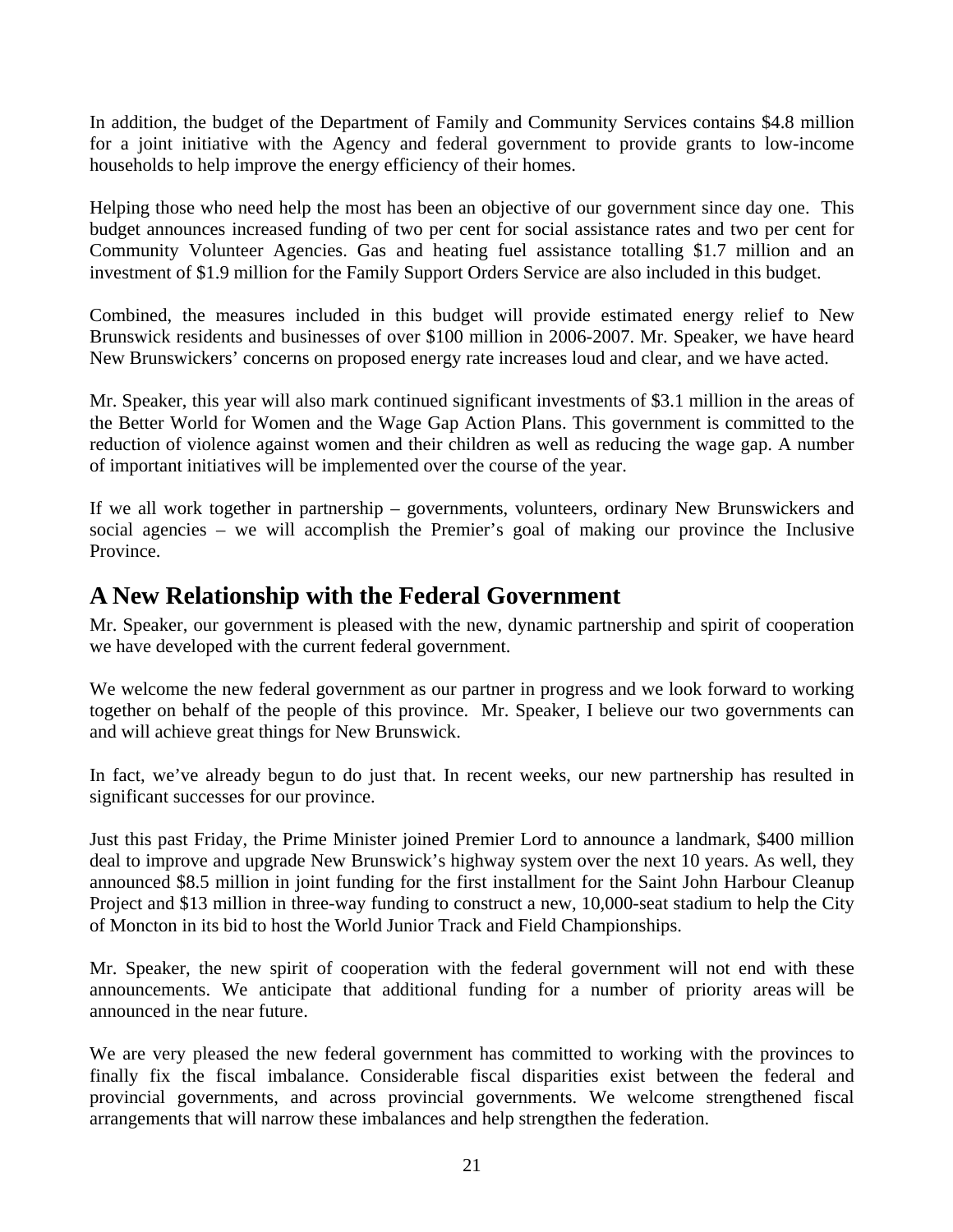In addition, the budget of the Department of Family and Community Services contains $4.8 million for a joint initiative with the Agency and federal government to provide grants to low-income households to help improve the energy efficiency of their homes.

Helping those who need help the most has been an objective of our government since day one. This budget announces increased funding of two per cent for social assistance rates and two per cent for Community Volunteer Agencies. Gas and heating fuel assistance totalling $1.7 million and an investment of $1.9 million for the Family Support Orders Service are also included in this budget.

Combined, the measures included in this budget will provide estimated energy relief to New Brunswick residents and businesses of over $100 million in 2006-2007. Mr. Speaker, we have heard New Brunswickers' concerns on proposed energy rate increases loud and clear, and we have acted.

Mr. Speaker, this year will also mark continued significant investments of $3.1 million in the areas of the Better World for Women and the Wage Gap Action Plans. This government is committed to the reduction of violence against women and their children as well as reducing the wage gap. A number of important initiatives will be implemented over the course of the year.

If we all work together in partnership – governments, volunteers, ordinary New Brunswickers and social agencies – we will accomplish the Premier's goal of making our province the Inclusive Province.

## A New Relationship with the Federal Government

Mr. Speaker, our government is pleased with the new, dynamic partnership and spirit of cooperation we have developed with the current federal government.

We welcome the new federal government as our partner in progress and we look forward to working together on behalf of the people of this province. Mr. Speaker, I believe our two governments can and will achieve great things for New Brunswick.

In fact, we've already begun to do just that. In recent weeks, our new partnership has resulted in significant successes for our province.

Just this past Friday, the Prime Minister joined Premier Lord to announce a landmark, $400 million deal to improve and upgrade New Brunswick's highway system over the next 10 years. As well, they announced $8.5 million in joint funding for the first installment for the Saint John Harbour Cleanup Project and $13 million in three-way funding to construct a new, 10,000-seat stadium to help the City of Moncton in its bid to host the World Junior Track and Field Championships.

Mr. Speaker, the new spirit of cooperation with the federal government will not end with these announcements. We anticipate that additional funding for a number of priority areas will be announced in the near future.

We are very pleased the new federal government has committed to working with the provinces to finally fix the fiscal imbalance. Considerable fiscal disparities exist between the federal and provincial governments, and across provincial governments. We welcome strengthened fiscal arrangements that will narrow these imbalances and help strengthen the federation.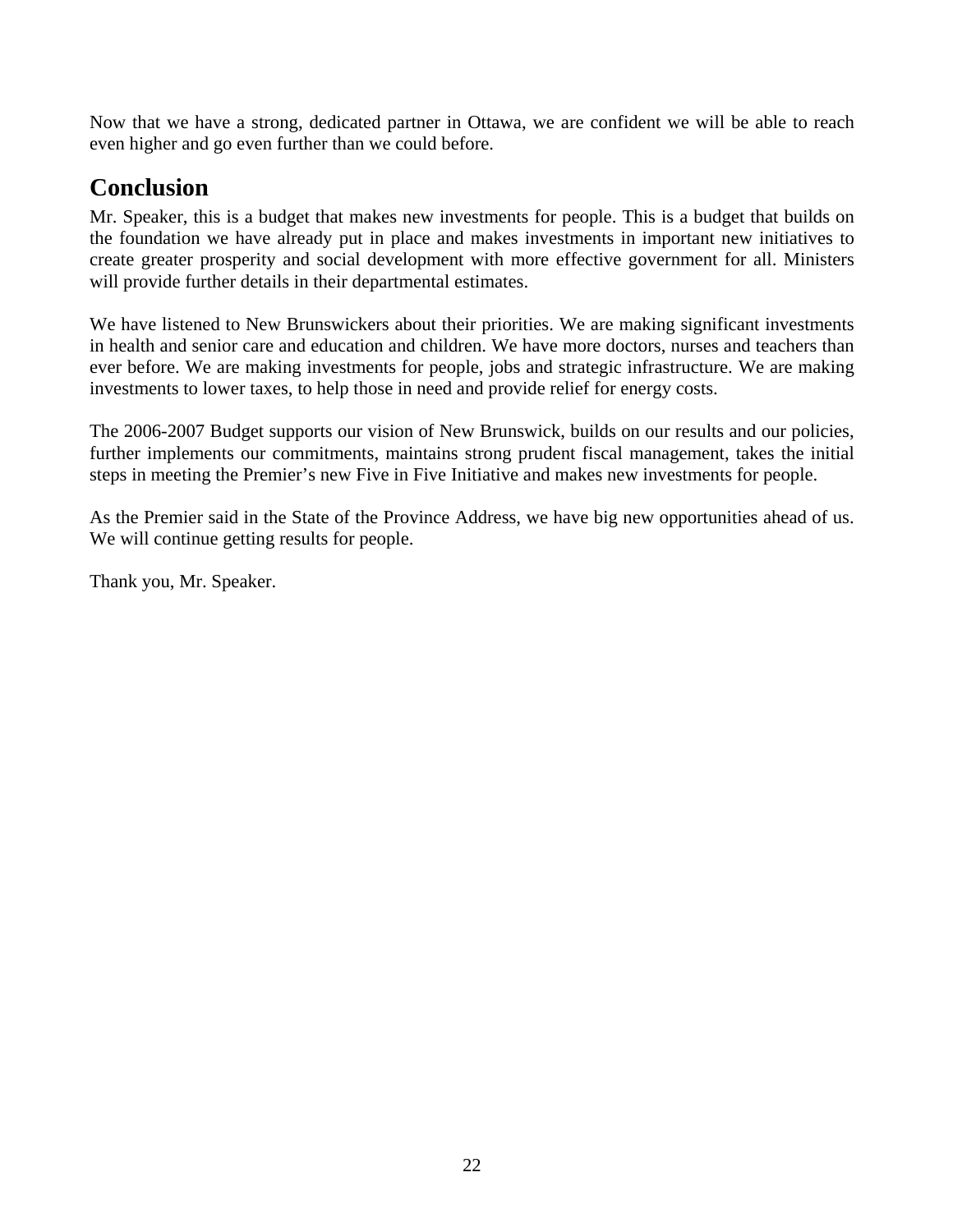Now that we have a strong, dedicated partner in Ottawa, we are confident we will be able to reach even higher and go even further than we could before.

## Conclusion

Mr. Speaker, this is a budget that makes new investments for people. This is a budget that builds on the foundation we have already put in place and makes investments in important new initiatives to create greater prosperity and social development with more effective government for all. Ministers will provide further details in their departmental estimates.

We have listened to New Brunswickers about their priorities. We are making significant investments in health and senior care and education and children. We have more doctors, nurses and teachers than ever before. We are making investments for people, jobs and strategic infrastructure. We are making investments to lower taxes, to help those in need and provide relief for energy costs.

The 2006-2007 Budget supports our vision of New Brunswick, builds on our results and our policies, further implements our commitments, maintains strong prudent fiscal management, takes the initial steps in meeting the Premier's new Five in Five Initiative and makes new investments for people.

As the Premier said in the State of the Province Address, we have big new opportunities ahead of us. We will continue getting results for people.

Thank you, Mr. Speaker.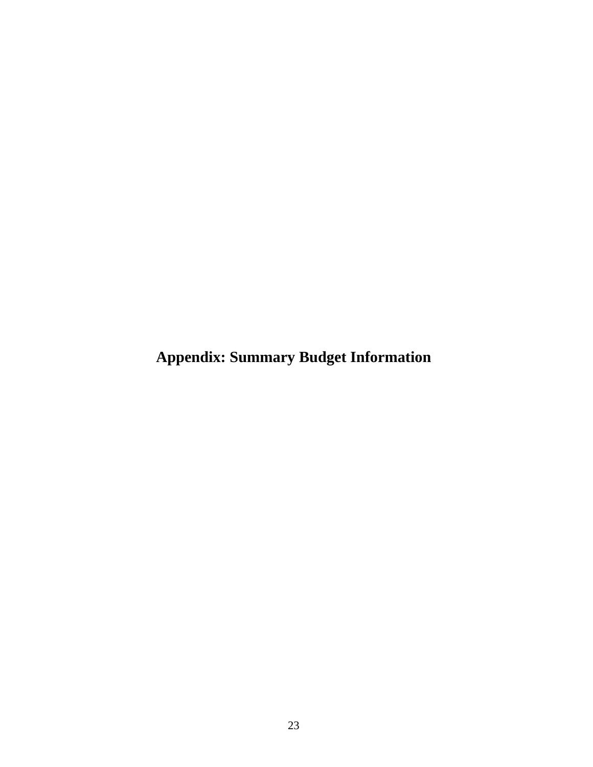# Appendix: Summary Budget Information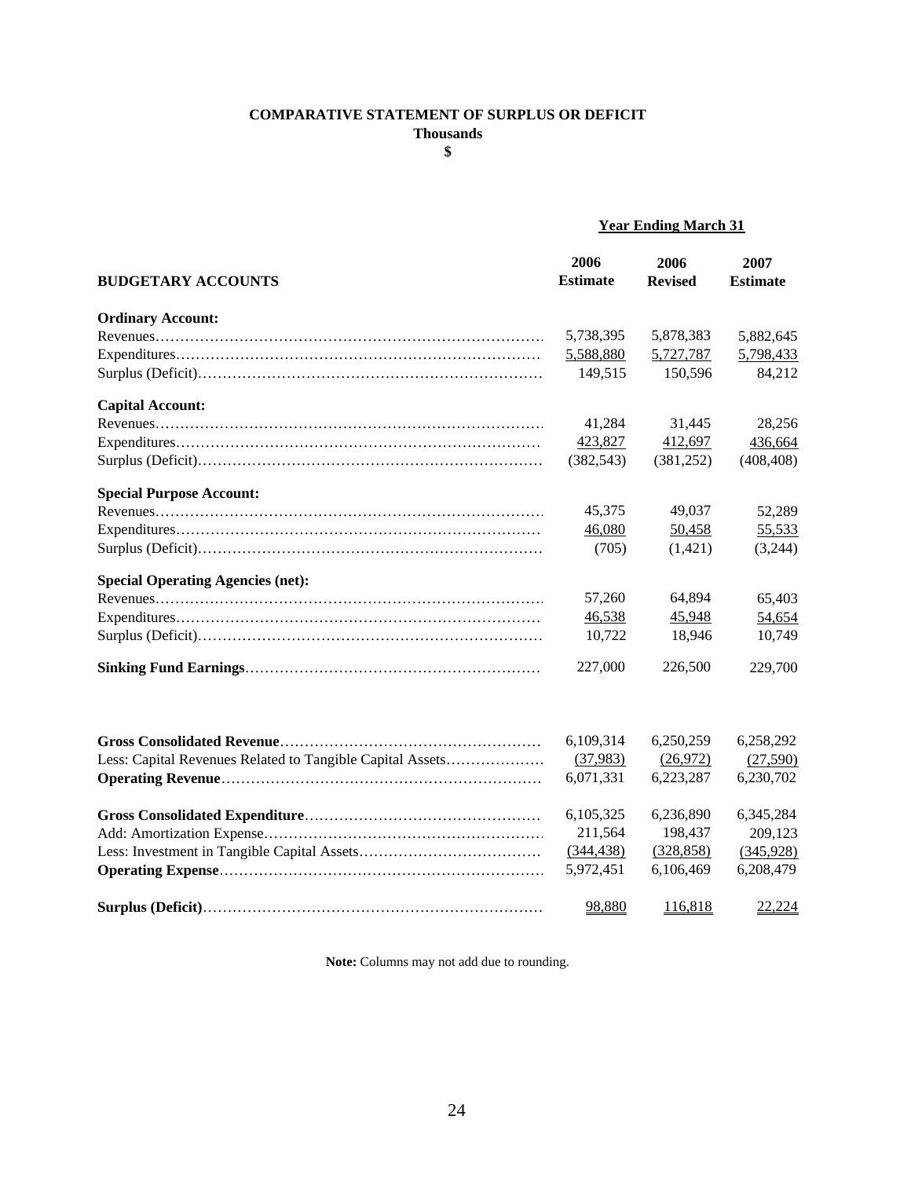# COMPARATIVE STATEMENT OF SURPLUS OR DEFICIT

**Thousands**

**$**

| BUDGETARY ACCOUNTS | Year Ending March 31 | | |
|---|---|---|---|
| | **2006 Estimate** | **2006 Revised** | **2007 Estimate** |
| **Ordinary Account:** | | | |
| Revenues | 5,738,395 | 5,878,383 | 5,882,645 |
| Expenditures | 5,588,880 | 5,727,787 | 5,798,433 |
| Surplus (Deficit) | 149,515 | 150,596 | 84,212 |
| **Capital Account:** | | | |
| Revenues | 41,284 | 31,445 | 28,256 |
| Expenditures | 423,827 | 412,697 | 436,664 |
| Surplus (Deficit) | (382,543) | (381,252) | (408,408) |
| **Special Purpose Account:** | | | |
| Revenues | 45,375 | 49,037 | 52,289 |
| Expenditures | 46,080 | 50,458 | 55,533 |
| Surplus (Deficit) | (705) | (1,421) | (3,244) |
| **Special Operating Agencies (net):** | | | |
| Revenues | 57,260 | 64,894 | 65,403 |
| Expenditures | 46,538 | 45,948 | 54,654 |
| Surplus (Deficit) | 10,722 | 18,946 | 10,749 |
| **Sinking Fund Earnings** | 227,000 | 226,500 | 229,700 |
| | | | |
| **Gross Consolidated Revenue** | 6,109,314 | 6,250,259 | 6,258,292 |
| Less: Capital Revenues Related to Tangible Capital Assets | (37,983) | (26,972) | (27,590) |
| **Operating Revenue** | 6,071,331 | 6,223,287 | 6,230,702 |
| | | | |
| **Gross Consolidated Expenditure** | 6,105,325 | 6,236,890 | 6,345,284 |
| Add: Amortization Expense | 211,564 | 198,437 | 209,123 |
| Less: Investment in Tangible Capital Assets | (344,438) | (328,858) | (345,928) |
| **Operating Expense** | 5,972,451 | 6,106,469 | 6,208,479 |
| | | | |
| **Surplus (Deficit)** | 98,880 | 116,818 | 22,224 |

**Note:** Columns may not add due to rounding.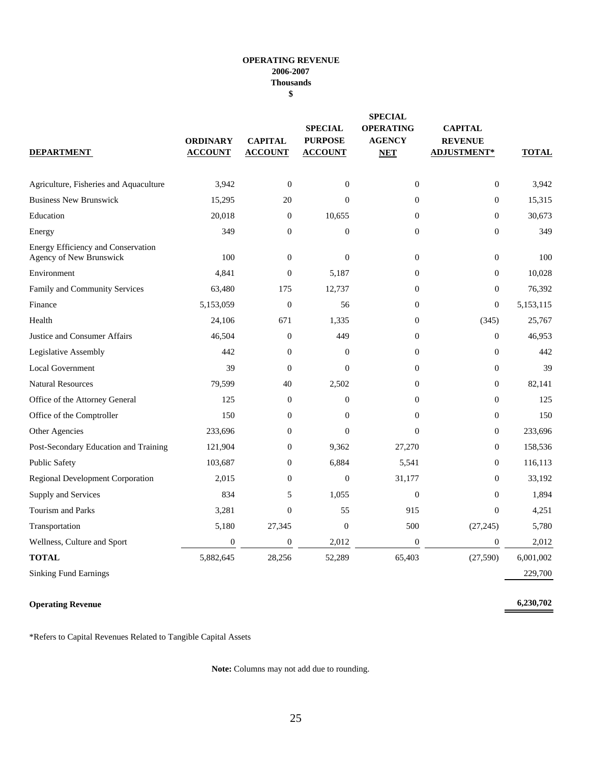**OPERATING REVENUE**
**2006-2007**
**Thousands**
**$**

| DEPARTMENT | ORDINARY ACCOUNT | CAPITAL ACCOUNT | SPECIAL PURPOSE ACCOUNT | SPECIAL OPERATING AGENCY NET | CAPITAL REVENUE ADJUSTMENT* | TOTAL |
|---|---|---|---|---|---|---|
| Agriculture, Fisheries and Aquaculture | 3,942 | 0 | 0 | 0 | 0 | 3,942 |
| Business New Brunswick | 15,295 | 20 | 0 | 0 | 0 | 15,315 |
| Education | 20,018 | 0 | 10,655 | 0 | 0 | 30,673 |
| Energy | 349 | 0 | 0 | 0 | 0 | 349 |
| Energy Efficiency and Conservation Agency of New Brunswick | 100 | 0 | 0 | 0 | 0 | 100 |
| Environment | 4,841 | 0 | 5,187 | 0 | 0 | 10,028 |
| Family and Community Services | 63,480 | 175 | 12,737 | 0 | 0 | 76,392 |
| Finance | 5,153,059 | 0 | 56 | 0 | 0 | 5,153,115 |
| Health | 24,106 | 671 | 1,335 | 0 | (345) | 25,767 |
| Justice and Consumer Affairs | 46,504 | 0 | 449 | 0 | 0 | 46,953 |
| Legislative Assembly | 442 | 0 | 0 | 0 | 0 | 442 |
| Local Government | 39 | 0 | 0 | 0 | 0 | 39 |
| Natural Resources | 79,599 | 40 | 2,502 | 0 | 0 | 82,141 |
| Office of the Attorney General | 125 | 0 | 0 | 0 | 0 | 125 |
| Office of the Comptroller | 150 | 0 | 0 | 0 | 0 | 150 |
| Other Agencies | 233,696 | 0 | 0 | 0 | 0 | 233,696 |
| Post-Secondary Education and Training | 121,904 | 0 | 9,362 | 27,270 | 0 | 158,536 |
| Public Safety | 103,687 | 0 | 6,884 | 5,541 | 0 | 116,113 |
| Regional Development Corporation | 2,015 | 0 | 0 | 31,177 | 0 | 33,192 |
| Supply and Services | 834 | 5 | 1,055 | 0 | 0 | 1,894 |
| Tourism and Parks | 3,281 | 0 | 55 | 915 | 0 | 4,251 |
| Transportation | 5,180 | 27,345 | 0 | 500 | (27,245) | 5,780 |
| Wellness, Culture and Sport | 0 | 0 | 2,012 | 0 | 0 | 2,012 |
| **TOTAL** | 5,882,645 | 28,256 | 52,289 | 65,403 | (27,590) | 6,001,002 |
| Sinking Fund Earnings | | | | | | 229,700 |
| **Operating Revenue** | | | | | | **6,230,702** |

*Refers to Capital Revenues Related to Tangible Capital Assets

**Note:** Columns may not add due to rounding.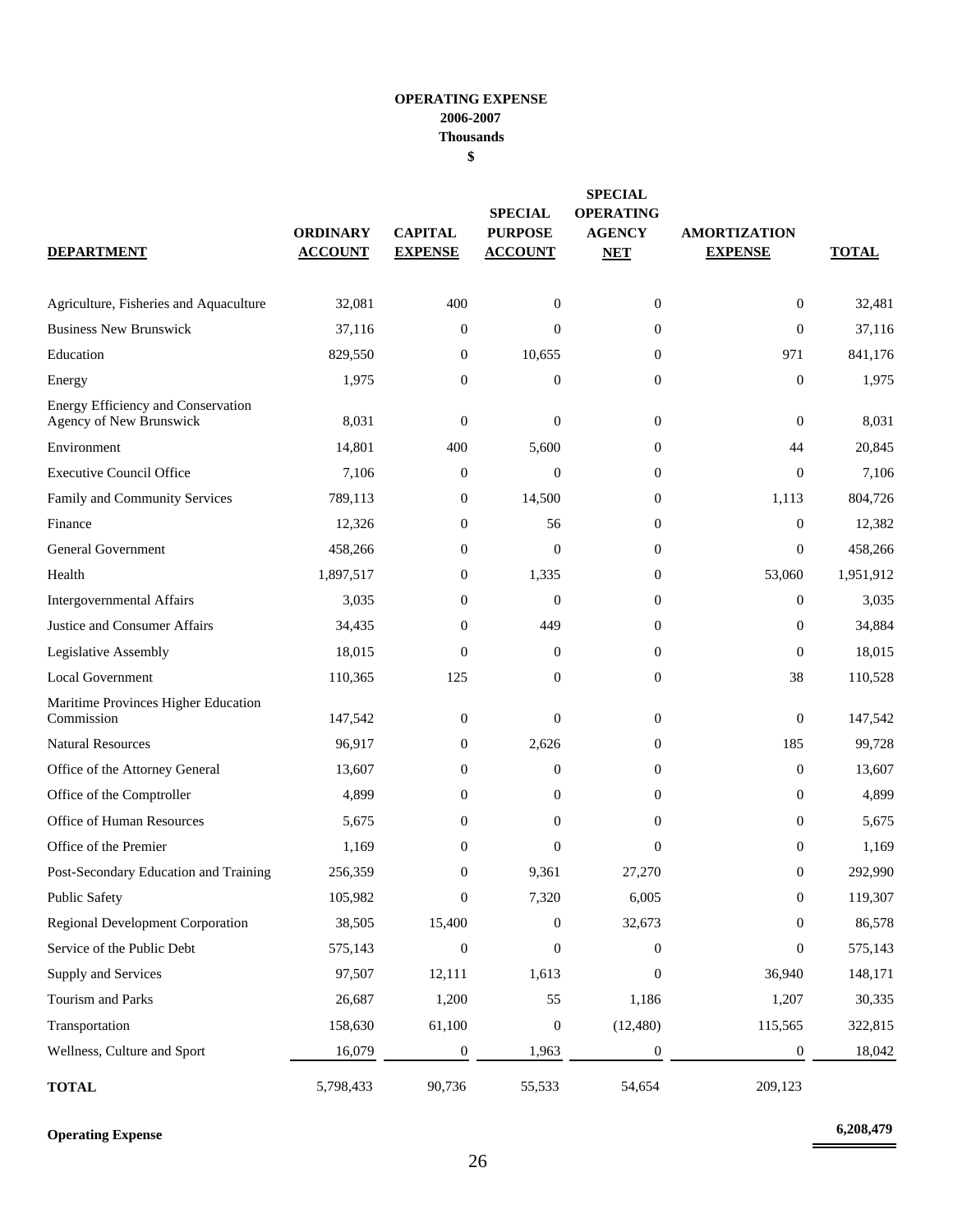**OPERATING EXPENSE**
**2006-2007**
**Thousands**
**$**

| DEPARTMENT | ORDINARY ACCOUNT | CAPITAL EXPENSE | SPECIAL PURPOSE ACCOUNT | SPECIAL OPERATING AGENCY NET | AMORTIZATION EXPENSE | TOTAL |
|---|---|---|---|---|---|---|
| Agriculture, Fisheries and Aquaculture | 32,081 | 400 | 0 | 0 | 0 | 32,481 |
| Business New Brunswick | 37,116 | 0 | 0 | 0 | 0 | 37,116 |
| Education | 829,550 | 0 | 10,655 | 0 | 971 | 841,176 |
| Energy | 1,975 | 0 | 0 | 0 | 0 | 1,975 |
| Energy Efficiency and Conservation Agency of New Brunswick | 8,031 | 0 | 0 | 0 | 0 | 8,031 |
| Environment | 14,801 | 400 | 5,600 | 0 | 44 | 20,845 |
| Executive Council Office | 7,106 | 0 | 0 | 0 | 0 | 7,106 |
| Family and Community Services | 789,113 | 0 | 14,500 | 0 | 1,113 | 804,726 |
| Finance | 12,326 | 0 | 56 | 0 | 0 | 12,382 |
| General Government | 458,266 | 0 | 0 | 0 | 0 | 458,266 |
| Health | 1,897,517 | 0 | 1,335 | 0 | 53,060 | 1,951,912 |
| Intergovernmental Affairs | 3,035 | 0 | 0 | 0 | 0 | 3,035 |
| Justice and Consumer Affairs | 34,435 | 0 | 449 | 0 | 0 | 34,884 |
| Legislative Assembly | 18,015 | 0 | 0 | 0 | 0 | 18,015 |
| Local Government | 110,365 | 125 | 0 | 0 | 38 | 110,528 |
| Maritime Provinces Higher Education Commission | 147,542 | 0 | 0 | 0 | 0 | 147,542 |
| Natural Resources | 96,917 | 0 | 2,626 | 0 | 185 | 99,728 |
| Office of the Attorney General | 13,607 | 0 | 0 | 0 | 0 | 13,607 |
| Office of the Comptroller | 4,899 | 0 | 0 | 0 | 0 | 4,899 |
| Office of Human Resources | 5,675 | 0 | 0 | 0 | 0 | 5,675 |
| Office of the Premier | 1,169 | 0 | 0 | 0 | 0 | 1,169 |
| Post-Secondary Education and Training | 256,359 | 0 | 9,361 | 27,270 | 0 | 292,990 |
| Public Safety | 105,982 | 0 | 7,320 | 6,005 | 0 | 119,307 |
| Regional Development Corporation | 38,505 | 15,400 | 0 | 32,673 | 0 | 86,578 |
| Service of the Public Debt | 575,143 | 0 | 0 | 0 | 0 | 575,143 |
| Supply and Services | 97,507 | 12,111 | 1,613 | 0 | 36,940 | 148,171 |
| Tourism and Parks | 26,687 | 1,200 | 55 | 1,186 | 1,207 | 30,335 |
| Transportation | 158,630 | 61,100 | 0 | (12,480) | 115,565 | 322,815 |
| Wellness, Culture and Sport | 16,079 | 0 | 1,963 | 0 | 0 | 18,042 |
| **TOTAL** | 5,798,433 | 90,736 | 55,533 | 54,654 | 209,123 | |
| **Operating Expense** | | | | | | **6,208,479** |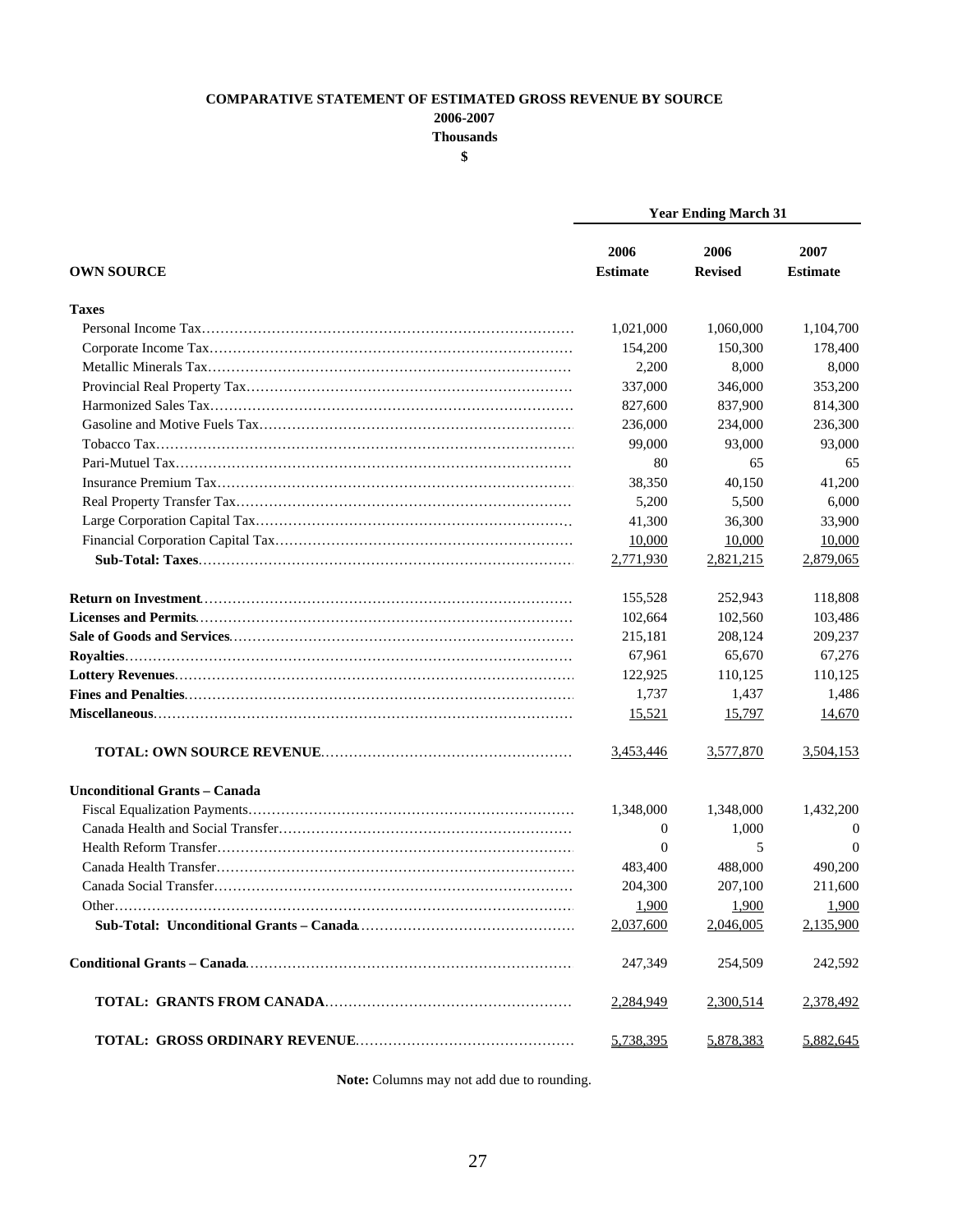**COMPARATIVE STATEMENT OF ESTIMATED GROSS REVENUE BY SOURCE**

**2006-2007**

**Thousands**

**$**

| | Year Ending March 31 | | |
|---|---|---|---|
| **OWN SOURCE** | **2006 Estimate** | **2006 Revised** | **2007 Estimate** |
| **Taxes** | | | |
| Personal Income Tax | 1,021,000 | 1,060,000 | 1,104,700 |
| Corporate Income Tax | 154,200 | 150,300 | 178,400 |
| Metallic Minerals Tax | 2,200 | 8,000 | 8,000 |
| Provincial Real Property Tax | 337,000 | 346,000 | 353,200 |
| Harmonized Sales Tax | 827,600 | 837,900 | 814,300 |
| Gasoline and Motive Fuels Tax | 236,000 | 234,000 | 236,300 |
| Tobacco Tax | 99,000 | 93,000 | 93,000 |
| Pari-Mutuel Tax | 80 | 65 | 65 |
| Insurance Premium Tax | 38,350 | 40,150 | 41,200 |
| Real Property Transfer Tax | 5,200 | 5,500 | 6,000 |
| Large Corporation Capital Tax | 41,300 | 36,300 | 33,900 |
| Financial Corporation Capital Tax | 10,000 | 10,000 | 10,000 |
| **Sub-Total: Taxes** | 2,771,930 | 2,821,215 | 2,879,065 |
| **Return on Investment** | 155,528 | 252,943 | 118,808 |
| **Licenses and Permits** | 102,664 | 102,560 | 103,486 |
| **Sale of Goods and Services** | 215,181 | 208,124 | 209,237 |
| **Royalties** | 67,961 | 65,670 | 67,276 |
| **Lottery Revenues** | 122,925 | 110,125 | 110,125 |
| **Fines and Penalties** | 1,737 | 1,437 | 1,486 |
| **Miscellaneous** | 15,521 | 15,797 | 14,670 |
| **TOTAL: OWN SOURCE REVENUE** | 3,453,446 | 3,577,870 | 3,504,153 |
| **Unconditional Grants – Canada** | | | |
| Fiscal Equalization Payments | 1,348,000 | 1,348,000 | 1,432,200 |
| Canada Health and Social Transfer | 0 | 1,000 | 0 |
| Health Reform Transfer | 0 | 5 | 0 |
| Canada Health Transfer | 483,400 | 488,000 | 490,200 |
| Canada Social Transfer | 204,300 | 207,100 | 211,600 |
| Other | 1,900 | 1,900 | 1,900 |
| **Sub-Total: Unconditional Grants – Canada** | 2,037,600 | 2,046,005 | 2,135,900 |
| **Conditional Grants – Canada** | 247,349 | 254,509 | 242,592 |
| **TOTAL: GRANTS FROM CANADA** | 2,284,949 | 2,300,514 | 2,378,492 |
| **TOTAL: GROSS ORDINARY REVENUE** | 5,738,395 | 5,878,383 | 5,882,645 |

**Note:** Columns may not add due to rounding.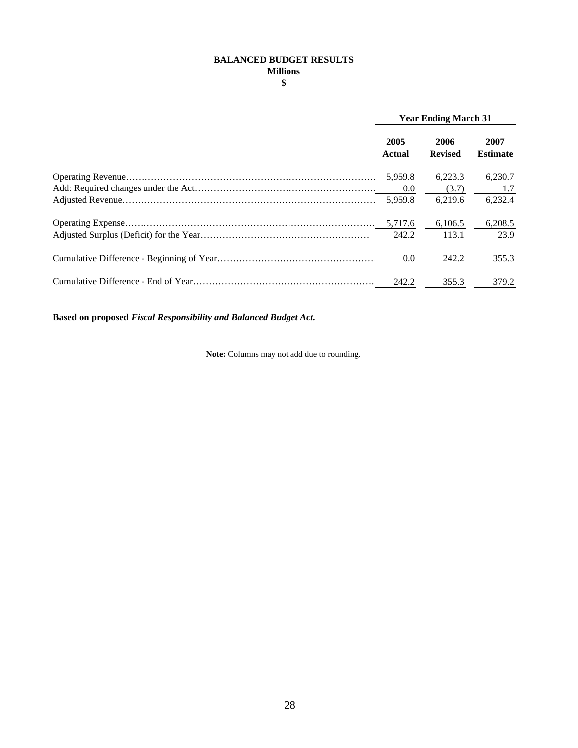# BALANCED BUDGET RESULTS
**Millions**
**$**

| | Year Ending March 31 | | |
|---|---|---|---|
| | **2005 Actual** | **2006 Revised** | **2007 Estimate** |
| Operating Revenue | 5,959.8 | 6,223.3 | 6,230.7 |
| Add: Required changes under the Act | 0.0 | (3.7) | 1.7 |
| Adjusted Revenue | 5,959.8 | 6,219.6 | 6,232.4 |
| Operating Expense | 5,717.6 | 6,106.5 | 6,208.5 |
| Adjusted Surplus (Deficit) for the Year | 242.2 | 113.1 | 23.9 |
| Cumulative Difference - Beginning of Year | 0.0 | 242.2 | 355.3 |
| Cumulative Difference - End of Year | 242.2 | 355.3 | 379.2 |

**Based on proposed *Fiscal Responsibility and Balanced Budget Act.***

**Note:** Columns may not add due to rounding.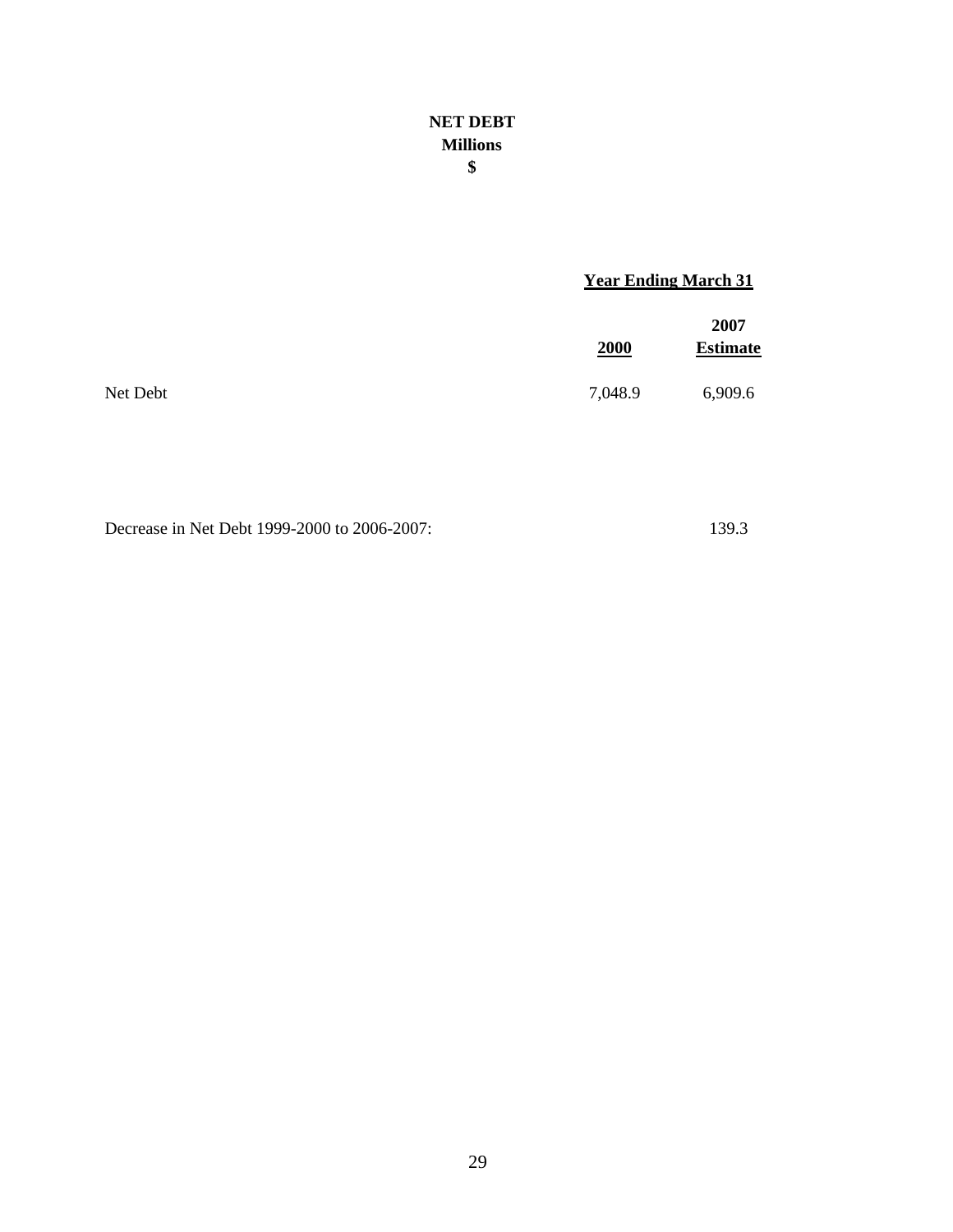# NET DEBT
**Millions**
**$**

| | Year Ending March 31 | |
|---|---|---|
| | **2000** | **2007 Estimate** |
| Net Debt | 7,048.9 | 6,909.6 |

Decrease in Net Debt 1999-2000 to 2006-2007: 139.3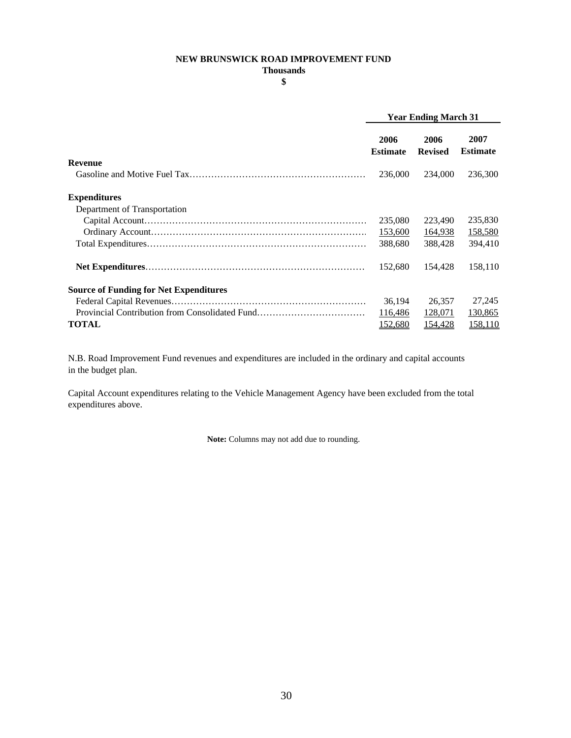**NEW BRUNSWICK ROAD IMPROVEMENT FUND**
**Thousands**
**$**

| | Year Ending March 31 | | |
|---|---|---|---|
| | **2006 Estimate** | **2006 Revised** | **2007 Estimate** |
| **Revenue** | | | |
| Gasoline and Motive Fuel Tax | 236,000 | 234,000 | 236,300 |
| **Expenditures** | | | |
| Department of Transportation | | | |
| Capital Account | 235,080 | 223,490 | 235,830 |
| Ordinary Account | 153,600 | 164,938 | 158,580 |
| Total Expenditures | 388,680 | 388,428 | 394,410 |
| **Net Expenditures** | 152,680 | 154,428 | 158,110 |
| **Source of Funding for Net Expenditures** | | | |
| Federal Capital Revenues | 36,194 | 26,357 | 27,245 |
| Provincial Contribution from Consolidated Fund | 116,486 | 128,071 | 130,865 |
| **TOTAL** | 152,680 | 154,428 | 158,110 |

N.B. Road Improvement Fund revenues and expenditures are included in the ordinary and capital accounts in the budget plan.

Capital Account expenditures relating to the Vehicle Management Agency have been excluded from the total expenditures above.

**Note:** Columns may not add due to rounding.